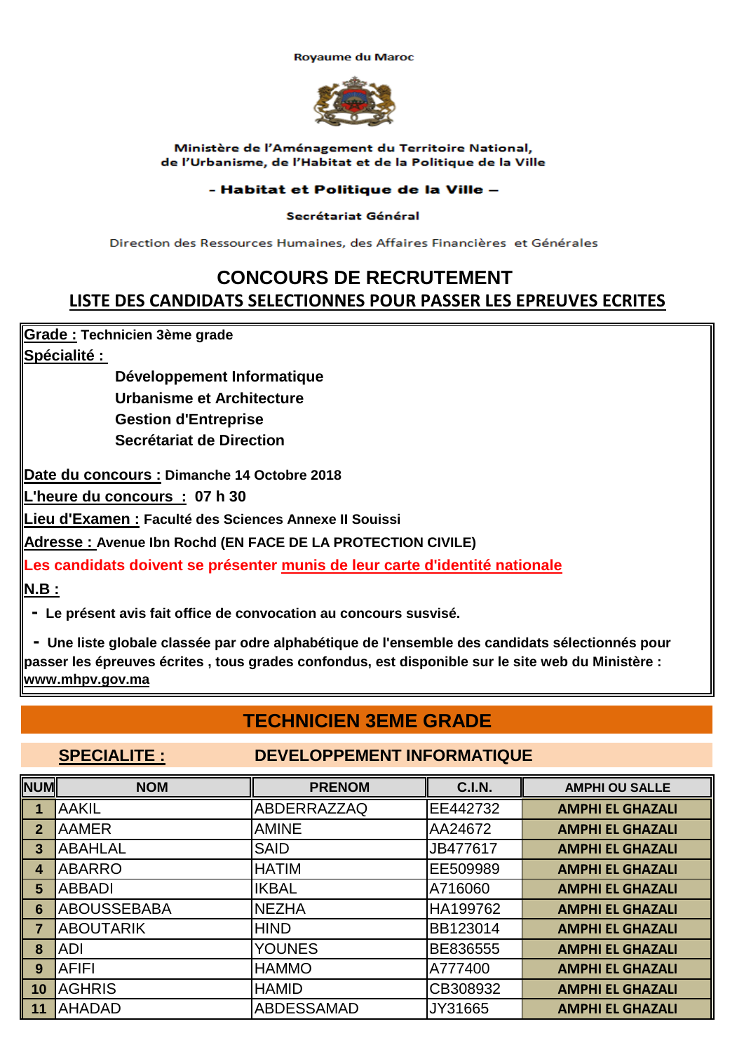Royaume du Maroc

Ministère de l'Aménagement du Territoire National,
de l'Urbanisme, de l'Habitat et de la Politique de la Ville

**- Habitat et Politique de la Ville –**

**Secrétariat Général**

Direction des Ressources Humaines, des Affaires Financières et Générales

# CONCOURS DE RECRUTEMENT

## LISTE DES CANDIDATS SELECTIONNES POUR PASSER LES EPREUVES ECRITES

**Grade :** **Technicien 3ème grade**

**Spécialité :**

- **Développement Informatique**
- **Urbanisme et Architecture**
- **Gestion d'Entreprise**
- **Secrétariat de Direction**

**Date du concours :** **Dimanche 14 Octobre 2018**

**L'heure du concours :** **07 h 30**

**Lieu d'Examen :** **Faculté des Sciences Annexe II Souissi**

**Adresse :** **Avenue Ibn Rochd (EN FACE DE LA PROTECTION CIVILE)**

**Les candidats doivent se présenter munis de leur carte d'identité nationale**

**N.B :**

- **Le présent avis fait office de convocation au concours susvisé.**
- **Une liste globale classée par odre alphabétique de l'ensemble des candidats sélectionnés pour passer les épreuves écrites , tous grades confondus, est disponible sur le site web du Ministère : www.mhpv.gov.ma**

## TECHNICIEN 3EME GRADE

### SPECIALITE : DEVELOPPEMENT INFORMATIQUE

| NUM | NOM | PRENOM | C.I.N. | AMPHI OU SALLE |
|---|---|---|---|---|
| 1 | AAKIL | ABDERRAZZAQ | EE442732 | AMPHI EL GHAZALI |
| 2 | AAMER | AMINE | AA24672 | AMPHI EL GHAZALI |
| 3 | ABAHLAL | SAID | JB477617 | AMPHI EL GHAZALI |
| 4 | ABARRO | HATIM | EE509989 | AMPHI EL GHAZALI |
| 5 | ABBADI | IKBAL | A716060 | AMPHI EL GHAZALI |
| 6 | ABOUSSEBABA | NEZHA | HA199762 | AMPHI EL GHAZALI |
| 7 | ABOUTARIK | HIND | BB123014 | AMPHI EL GHAZALI |
| 8 | ADI | YOUNES | BE836555 | AMPHI EL GHAZALI |
| 9 | AFIFI | HAMMO | A777400 | AMPHI EL GHAZALI |
| 10 | AGHRIS | HAMID | CB308932 | AMPHI EL GHAZALI |
| 11 | AHADAD | ABDESSAMAD | JY31665 | AMPHI EL GHAZALI |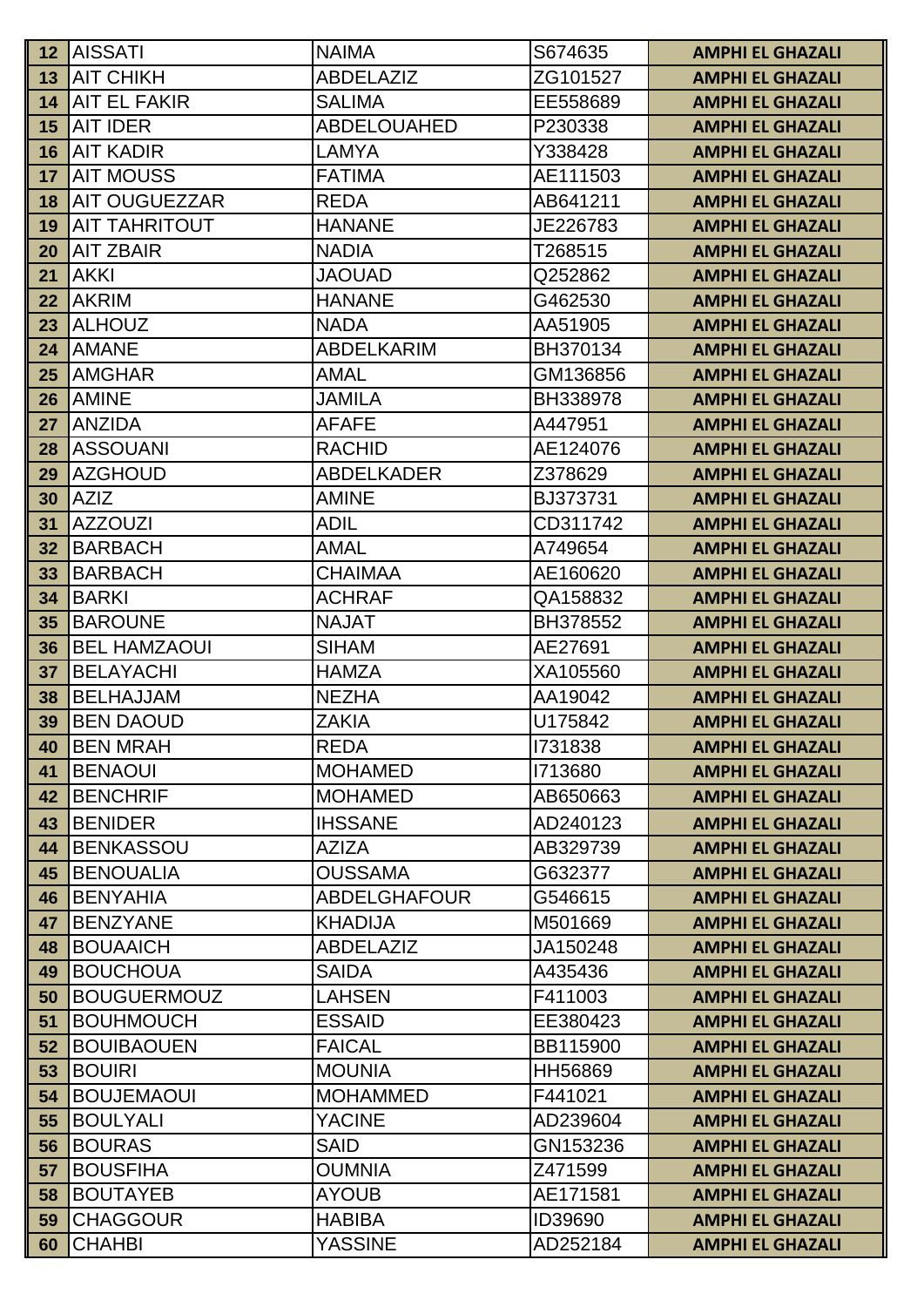| 12 | AISSATI | NAIMA | S674635 | AMPHI EL GHAZALI |
|---|---|---|---|---|
| 13 | AIT CHIKH | ABDELAZIZ | ZG101527 | AMPHI EL GHAZALI |
| 14 | AIT EL FAKIR | SALIMA | EE558689 | AMPHI EL GHAZALI |
| 15 | AIT IDER | ABDELOUAHED | P230338 | AMPHI EL GHAZALI |
| 16 | AIT KADIR | LAMYA | Y338428 | AMPHI EL GHAZALI |
| 17 | AIT MOUSS | FATIMA | AE111503 | AMPHI EL GHAZALI |
| 18 | AIT OUGUEZZAR | REDA | AB641211 | AMPHI EL GHAZALI |
| 19 | AIT TAHRITOUT | HANANE | JE226783 | AMPHI EL GHAZALI |
| 20 | AIT ZBAIR | NADIA | T268515 | AMPHI EL GHAZALI |
| 21 | AKKI | JAOUAD | Q252862 | AMPHI EL GHAZALI |
| 22 | AKRIM | HANANE | G462530 | AMPHI EL GHAZALI |
| 23 | ALHOUZ | NADA | AA51905 | AMPHI EL GHAZALI |
| 24 | AMANE | ABDELKARIM | BH370134 | AMPHI EL GHAZALI |
| 25 | AMGHAR | AMAL | GM136856 | AMPHI EL GHAZALI |
| 26 | AMINE | JAMILA | BH338978 | AMPHI EL GHAZALI |
| 27 | ANZIDA | AFAFE | A447951 | AMPHI EL GHAZALI |
| 28 | ASSOUANI | RACHID | AE124076 | AMPHI EL GHAZALI |
| 29 | AZGHOUD | ABDELKADER | Z378629 | AMPHI EL GHAZALI |
| 30 | AZIZ | AMINE | BJ373731 | AMPHI EL GHAZALI |
| 31 | AZZOUZI | ADIL | CD311742 | AMPHI EL GHAZALI |
| 32 | BARBACH | AMAL | A749654 | AMPHI EL GHAZALI |
| 33 | BARBACH | CHAIMAA | AE160620 | AMPHI EL GHAZALI |
| 34 | BARKI | ACHRAF | QA158832 | AMPHI EL GHAZALI |
| 35 | BAROUNE | NAJAT | BH378552 | AMPHI EL GHAZALI |
| 36 | BEL HAMZAOUI | SIHAM | AE27691 | AMPHI EL GHAZALI |
| 37 | BELAYACHI | HAMZA | XA105560 | AMPHI EL GHAZALI |
| 38 | BELHAJJAM | NEZHA | AA19042 | AMPHI EL GHAZALI |
| 39 | BEN DAOUD | ZAKIA | U175842 | AMPHI EL GHAZALI |
| 40 | BEN MRAH | REDA | I731838 | AMPHI EL GHAZALI |
| 41 | BENAOUI | MOHAMED | I713680 | AMPHI EL GHAZALI |
| 42 | BENCHRIF | MOHAMED | AB650663 | AMPHI EL GHAZALI |
| 43 | BENIDER | IHSSANE | AD240123 | AMPHI EL GHAZALI |
| 44 | BENKASSOU | AZIZA | AB329739 | AMPHI EL GHAZALI |
| 45 | BENOUALIA | OUSSAMA | G632377 | AMPHI EL GHAZALI |
| 46 | BENYAHIA | ABDELGHAFOUR | G546615 | AMPHI EL GHAZALI |
| 47 | BENZYANE | KHADIJA | M501669 | AMPHI EL GHAZALI |
| 48 | BOUAAICH | ABDELAZIZ | JA150248 | AMPHI EL GHAZALI |
| 49 | BOUCHOUA | SAIDA | A435436 | AMPHI EL GHAZALI |
| 50 | BOUGUERMOUZ | LAHSEN | F411003 | AMPHI EL GHAZALI |
| 51 | BOUHMOUCH | ESSAID | EE380423 | AMPHI EL GHAZALI |
| 52 | BOUIBAOUEN | FAICAL | BB115900 | AMPHI EL GHAZALI |
| 53 | BOUIRI | MOUNIA | HH56869 | AMPHI EL GHAZALI |
| 54 | BOUJEMAOUI | MOHAMMED | F441021 | AMPHI EL GHAZALI |
| 55 | BOULYALI | YACINE | AD239604 | AMPHI EL GHAZALI |
| 56 | BOURAS | SAID | GN153236 | AMPHI EL GHAZALI |
| 57 | BOUSFIHA | OUMNIA | Z471599 | AMPHI EL GHAZALI |
| 58 | BOUTAYEB | AYOUB | AE171581 | AMPHI EL GHAZALI |
| 59 | CHAGGOUR | HABIBA | ID39690 | AMPHI EL GHAZALI |
| 60 | CHAHBI | YASSINE | AD252184 | AMPHI EL GHAZALI |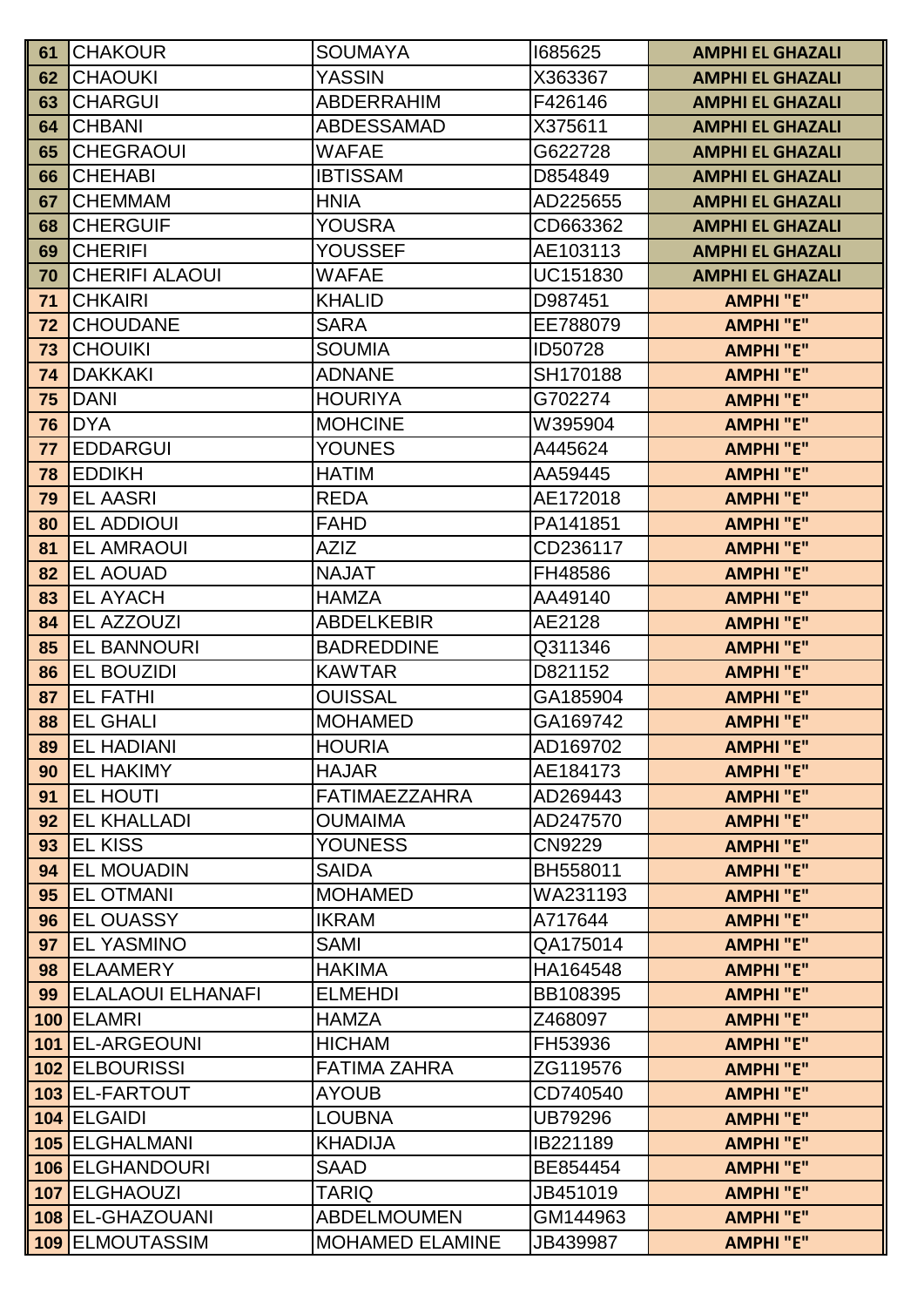| | | | | |
|---|---|---|---|---|
| 61 | CHAKOUR | SOUMAYA | I685625 | AMPHI EL GHAZALI |
| 62 | CHAOUKI | YASSIN | X363367 | AMPHI EL GHAZALI |
| 63 | CHARGUI | ABDERRAHIM | F426146 | AMPHI EL GHAZALI |
| 64 | CHBANI | ABDESSAMAD | X375611 | AMPHI EL GHAZALI |
| 65 | CHEGRAOUI | WAFAE | G622728 | AMPHI EL GHAZALI |
| 66 | CHEHABI | IBTISSAM | D854849 | AMPHI EL GHAZALI |
| 67 | CHEMMAM | HNIA | AD225655 | AMPHI EL GHAZALI |
| 68 | CHERGUIF | YOUSRA | CD663362 | AMPHI EL GHAZALI |
| 69 | CHERIFI | YOUSSEF | AE103113 | AMPHI EL GHAZALI |
| 70 | CHERIFI ALAOUI | WAFAE | UC151830 | AMPHI EL GHAZALI |
| 71 | CHKAIRI | KHALID | D987451 | AMPHI "E" |
| 72 | CHOUDANE | SARA | EE788079 | AMPHI "E" |
| 73 | CHOUIKI | SOUMIA | ID50728 | AMPHI "E" |
| 74 | DAKKAKI | ADNANE | SH170188 | AMPHI "E" |
| 75 | DANI | HOURIYA | G702274 | AMPHI "E" |
| 76 | DYA | MOHCINE | W395904 | AMPHI "E" |
| 77 | EDDARGUI | YOUNES | A445624 | AMPHI "E" |
| 78 | EDDIKH | HATIM | AA59445 | AMPHI "E" |
| 79 | EL AASRI | REDA | AE172018 | AMPHI "E" |
| 80 | EL ADDIOUI | FAHD | PA141851 | AMPHI "E" |
| 81 | EL AMRAOUI | AZIZ | CD236117 | AMPHI "E" |
| 82 | EL AOUAD | NAJAT | FH48586 | AMPHI "E" |
| 83 | EL AYACH | HAMZA | AA49140 | AMPHI "E" |
| 84 | EL AZZOUZI | ABDELKEBIR | AE2128 | AMPHI "E" |
| 85 | EL BANNOURI | BADREDDINE | Q311346 | AMPHI "E" |
| 86 | EL BOUZIDI | KAWTAR | D821152 | AMPHI "E" |
| 87 | EL FATHI | OUISSAL | GA185904 | AMPHI "E" |
| 88 | EL GHALI | MOHAMED | GA169742 | AMPHI "E" |
| 89 | EL HADIANI | HOURIA | AD169702 | AMPHI "E" |
| 90 | EL HAKIMY | HAJAR | AE184173 | AMPHI "E" |
| 91 | EL HOUTI | FATIMAEZZAHRA | AD269443 | AMPHI "E" |
| 92 | EL KHALLADI | OUMAIMA | AD247570 | AMPHI "E" |
| 93 | EL KISS | YOUNESS | CN9229 | AMPHI "E" |
| 94 | EL MOUADIN | SAIDA | BH558011 | AMPHI "E" |
| 95 | EL OTMANI | MOHAMED | WA231193 | AMPHI "E" |
| 96 | EL OUASSY | IKRAM | A717644 | AMPHI "E" |
| 97 | EL YASMINO | SAMI | QA175014 | AMPHI "E" |
| 98 | ELAAMERY | HAKIMA | HA164548 | AMPHI "E" |
| 99 | ELALAOUI ELHANAFI | ELMEHDI | BB108395 | AMPHI "E" |
| 100 | ELAMRI | HAMZA | Z468097 | AMPHI "E" |
| 101 | EL-ARGEOUNI | HICHAM | FH53936 | AMPHI "E" |
| 102 | ELBOURISSI | FATIMA ZAHRA | ZG119576 | AMPHI "E" |
| 103 | EL-FARTOUT | AYOUB | CD740540 | AMPHI "E" |
| 104 | ELGAIDI | LOUBNA | UB79296 | AMPHI "E" |
| 105 | ELGHALMANI | KHADIJA | IB221189 | AMPHI "E" |
| 106 | ELGHANDOURI | SAAD | BE854454 | AMPHI "E" |
| 107 | ELGHAOUZI | TARIQ | JB451019 | AMPHI "E" |
| 108 | EL-GHAZOUANI | ABDELMOUMEN | GM144963 | AMPHI "E" |
| 109 | ELMOUTASSIM | MOHAMED ELAMINE | JB439987 | AMPHI "E" |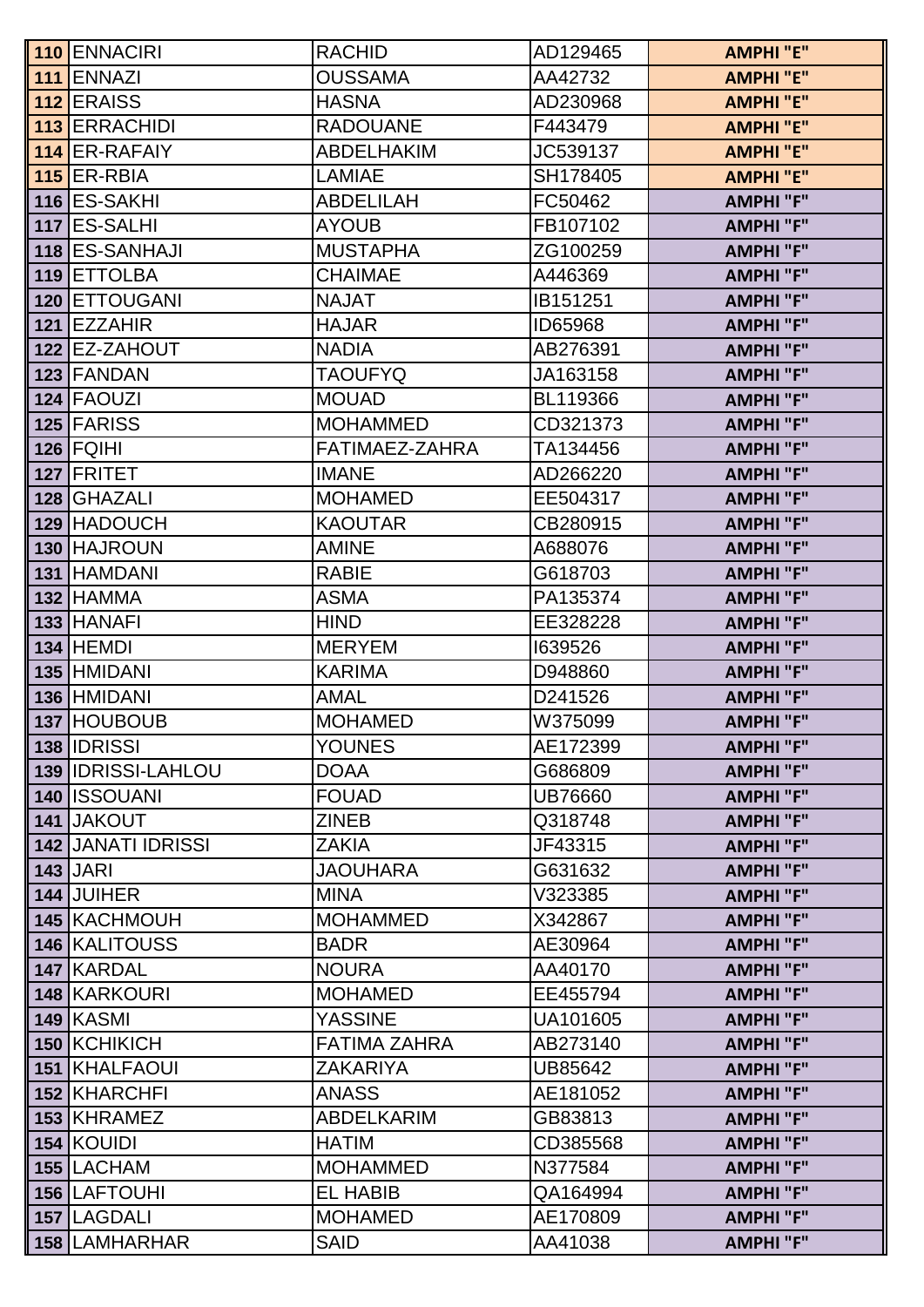| | | | | |
|---|---|---|---|---|
| 110 | ENNACIRI | RACHID | AD129465 | AMPHI "E" |
| 111 | ENNAZI | OUSSAMA | AA42732 | AMPHI "E" |
| 112 | ERAISS | HASNA | AD230968 | AMPHI "E" |
| 113 | ERRACHIDI | RADOUANE | F443479 | AMPHI "E" |
| 114 | ER-RAFAIY | ABDELHAKIM | JC539137 | AMPHI "E" |
| 115 | ER-RBIA | LAMIAE | SH178405 | AMPHI "E" |
| 116 | ES-SAKHI | ABDELILAH | FC50462 | AMPHI "F" |
| 117 | ES-SALHI | AYOUB | FB107102 | AMPHI "F" |
| 118 | ES-SANHAJI | MUSTAPHA | ZG100259 | AMPHI "F" |
| 119 | ETTOLBA | CHAIMAE | A446369 | AMPHI "F" |
| 120 | ETTOUGANI | NAJAT | IB151251 | AMPHI "F" |
| 121 | EZZAHIR | HAJAR | ID65968 | AMPHI "F" |
| 122 | EZ-ZAHOUT | NADIA | AB276391 | AMPHI "F" |
| 123 | FANDAN | TAOUFYQ | JA163158 | AMPHI "F" |
| 124 | FAOUZI | MOUAD | BL119366 | AMPHI "F" |
| 125 | FARISS | MOHAMMED | CD321373 | AMPHI "F" |
| 126 | FQIHI | FATIMAEZ-ZAHRA | TA134456 | AMPHI "F" |
| 127 | FRITET | IMANE | AD266220 | AMPHI "F" |
| 128 | GHAZALI | MOHAMED | EE504317 | AMPHI "F" |
| 129 | HADOUCH | KAOUTAR | CB280915 | AMPHI "F" |
| 130 | HAJROUN | AMINE | A688076 | AMPHI "F" |
| 131 | HAMDANI | RABIE | G618703 | AMPHI "F" |
| 132 | HAMMA | ASMA | PA135374 | AMPHI "F" |
| 133 | HANAFI | HIND | EE328228 | AMPHI "F" |
| 134 | HEMDI | MERYEM | I639526 | AMPHI "F" |
| 135 | HMIDANI | KARIMA | D948860 | AMPHI "F" |
| 136 | HMIDANI | AMAL | D241526 | AMPHI "F" |
| 137 | HOUBOUB | MOHAMED | W375099 | AMPHI "F" |
| 138 | IDRISSI | YOUNES | AE172399 | AMPHI "F" |
| 139 | IDRISSI-LAHLOU | DOAA | G686809 | AMPHI "F" |
| 140 | ISSOUANI | FOUAD | UB76660 | AMPHI "F" |
| 141 | JAKOUT | ZINEB | Q318748 | AMPHI "F" |
| 142 | JANATI IDRISSI | ZAKIA | JF43315 | AMPHI "F" |
| 143 | JARI | JAOUHARA | G631632 | AMPHI "F" |
| 144 | JUIHER | MINA | V323385 | AMPHI "F" |
| 145 | KACHMOUH | MOHAMMED | X342867 | AMPHI "F" |
| 146 | KALITOUSS | BADR | AE30964 | AMPHI "F" |
| 147 | KARDAL | NOURA | AA40170 | AMPHI "F" |
| 148 | KARKOURI | MOHAMED | EE455794 | AMPHI "F" |
| 149 | KASMI | YASSINE | UA101605 | AMPHI "F" |
| 150 | KCHIKICH | FATIMA ZAHRA | AB273140 | AMPHI "F" |
| 151 | KHALFAOUI | ZAKARIYA | UB85642 | AMPHI "F" |
| 152 | KHARCHFI | ANASS | AE181052 | AMPHI "F" |
| 153 | KHRAMEZ | ABDELKARIM | GB83813 | AMPHI "F" |
| 154 | KOUIDI | HATIM | CD385568 | AMPHI "F" |
| 155 | LACHAM | MOHAMMED | N377584 | AMPHI "F" |
| 156 | LAFTOUHI | EL HABIB | QA164994 | AMPHI "F" |
| 157 | LAGDALI | MOHAMED | AE170809 | AMPHI "F" |
| 158 | LAMHARHAR | SAID | AA41038 | AMPHI "F" |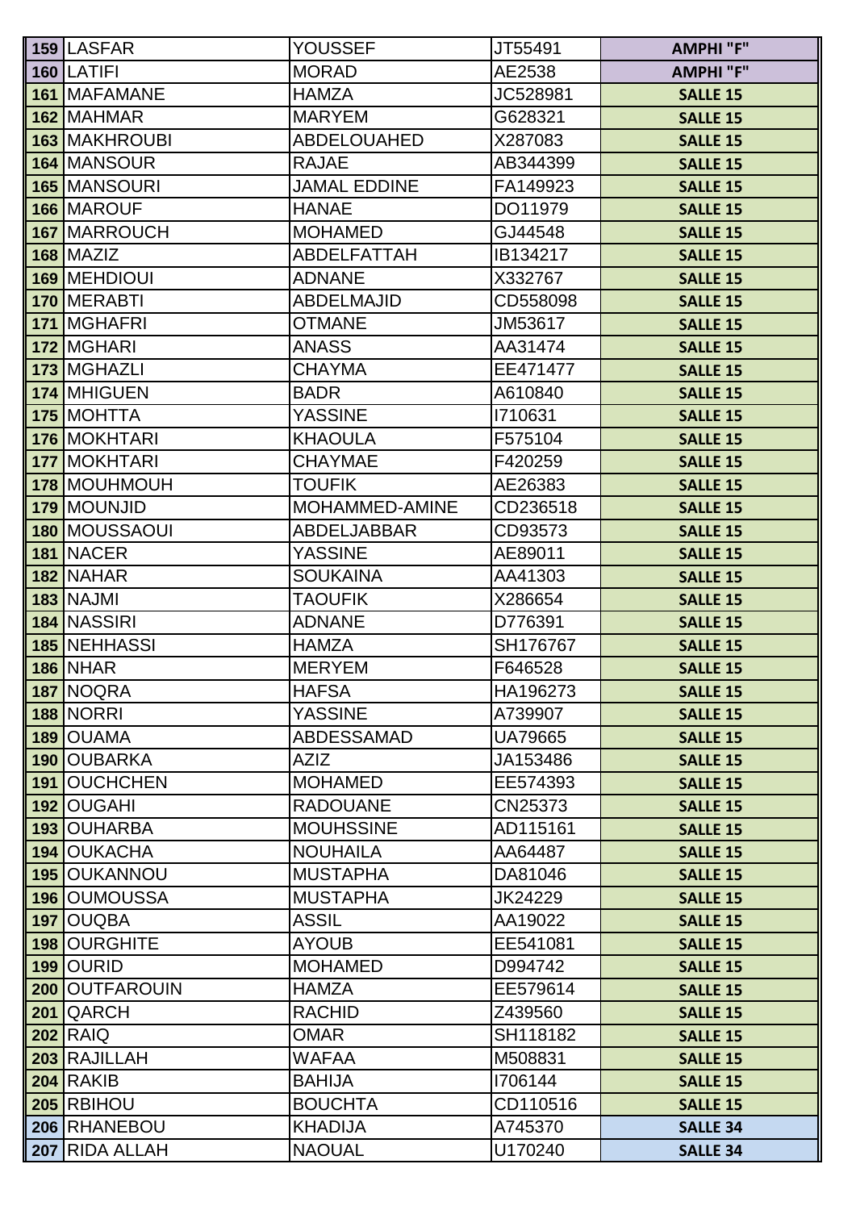| | | | | |
|---|---|---|---|---|
| **159** | LASFAR | YOUSSEF | JT55491 | **AMPHI "F"** |
| **160** | LATIFI | MORAD | AE2538 | **AMPHI "F"** |
| **161** | MAFAMANE | HAMZA | JC528981 | **SALLE 15** |
| **162** | MAHMAR | MARYEM | G628321 | **SALLE 15** |
| **163** | MAKHROUBI | ABDELOUAHED | X287083 | **SALLE 15** |
| **164** | MANSOUR | RAJAE | AB344399 | **SALLE 15** |
| **165** | MANSOURI | JAMAL EDDINE | FA149923 | **SALLE 15** |
| **166** | MAROUF | HANAE | DO11979 | **SALLE 15** |
| **167** | MARROUCH | MOHAMED | GJ44548 | **SALLE 15** |
| **168** | MAZIZ | ABDELFATTAH | IB134217 | **SALLE 15** |
| **169** | MEHDIOUI | ADNANE | X332767 | **SALLE 15** |
| **170** | MERABTI | ABDELMAJID | CD558098 | **SALLE 15** |
| **171** | MGHAFRI | OTMANE | JM53617 | **SALLE 15** |
| **172** | MGHARI | ANASS | AA31474 | **SALLE 15** |
| **173** | MGHAZLI | CHAYMA | EE471477 | **SALLE 15** |
| **174** | MHIGUEN | BADR | A610840 | **SALLE 15** |
| **175** | MOHTTA | YASSINE | I710631 | **SALLE 15** |
| **176** | MOKHTARI | KHAOULA | F575104 | **SALLE 15** |
| **177** | MOKHTARI | CHAYMAE | F420259 | **SALLE 15** |
| **178** | MOUHMOUH | TOUFIK | AE26383 | **SALLE 15** |
| **179** | MOUNJID | MOHAMMED-AMINE | CD236518 | **SALLE 15** |
| **180** | MOUSSAOUI | ABDELJABBAR | CD93573 | **SALLE 15** |
| **181** | NACER | YASSINE | AE89011 | **SALLE 15** |
| **182** | NAHAR | SOUKAINA | AA41303 | **SALLE 15** |
| **183** | NAJMI | TAOUFIK | X286654 | **SALLE 15** |
| **184** | NASSIRI | ADNANE | D776391 | **SALLE 15** |
| **185** | NEHHASSI | HAMZA | SH176767 | **SALLE 15** |
| **186** | NHAR | MERYEM | F646528 | **SALLE 15** |
| **187** | NOQRA | HAFSA | HA196273 | **SALLE 15** |
| **188** | NORRI | YASSINE | A739907 | **SALLE 15** |
| **189** | OUAMA | ABDESSAMAD | UA79665 | **SALLE 15** |
| **190** | OUBARKA | AZIZ | JA153486 | **SALLE 15** |
| **191** | OUCHCHEN | MOHAMED | EE574393 | **SALLE 15** |
| **192** | OUGAHI | RADOUANE | CN25373 | **SALLE 15** |
| **193** | OUHARBA | MOUHSSINE | AD115161 | **SALLE 15** |
| **194** | OUKACHA | NOUHAILA | AA64487 | **SALLE 15** |
| **195** | OUKANNOU | MUSTAPHA | DA81046 | **SALLE 15** |
| **196** | OUMOUSSA | MUSTAPHA | JK24229 | **SALLE 15** |
| **197** | OUQBA | ASSIL | AA19022 | **SALLE 15** |
| **198** | OURGHITE | AYOUB | EE541081 | **SALLE 15** |
| **199** | OURID | MOHAMED | D994742 | **SALLE 15** |
| **200** | OUTFAROUIN | HAMZA | EE579614 | **SALLE 15** |
| **201** | QARCH | RACHID | Z439560 | **SALLE 15** |
| **202** | RAIQ | OMAR | SH118182 | **SALLE 15** |
| **203** | RAJILLAH | WAFAA | M508831 | **SALLE 15** |
| **204** | RAKIB | BAHIJA | I706144 | **SALLE 15** |
| **205** | RBIHOU | BOUCHTA | CD110516 | **SALLE 15** |
| **206** | RHANEBOU | KHADIJA | A745370 | **SALLE 34** |
| **207** | RIDA ALLAH | NAOUAL | U170240 | **SALLE 34** |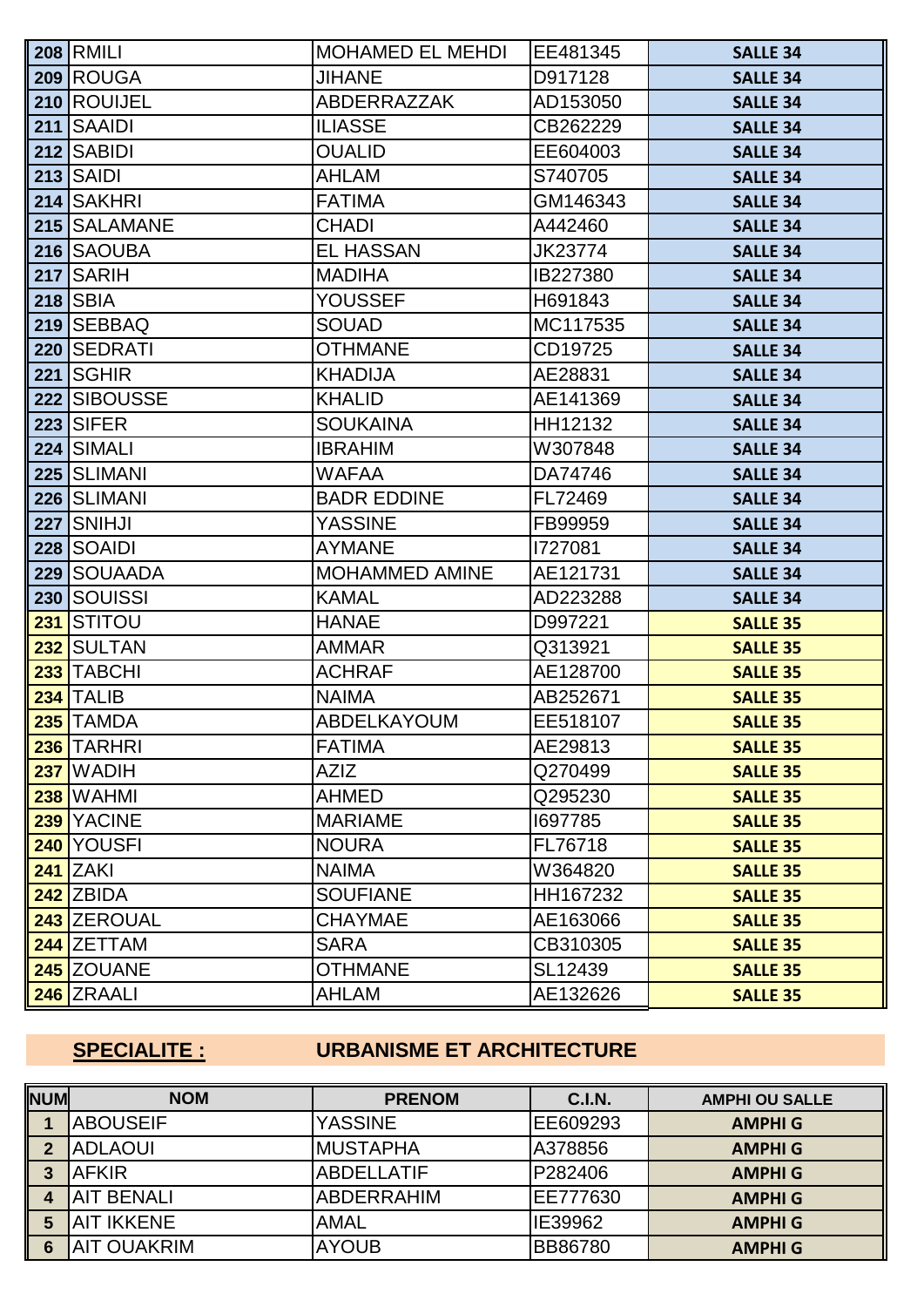| 208 | RMILI | MOHAMED EL MEHDI | EE481345 | SALLE 34 |
|---|---|---|---|---|
| 209 | ROUGA | JIHANE | D917128 | SALLE 34 |
| 210 | ROUIJEL | ABDERRAZZAK | AD153050 | SALLE 34 |
| 211 | SAAIDI | ILIASSE | CB262229 | SALLE 34 |
| 212 | SABIDI | OUALID | EE604003 | SALLE 34 |
| 213 | SAIDI | AHLAM | S740705 | SALLE 34 |
| 214 | SAKHRI | FATIMA | GM146343 | SALLE 34 |
| 215 | SALAMANE | CHADI | A442460 | SALLE 34 |
| 216 | SAOUBA | EL HASSAN | JK23774 | SALLE 34 |
| 217 | SARIH | MADIHA | IB227380 | SALLE 34 |
| 218 | SBIA | YOUSSEF | H691843 | SALLE 34 |
| 219 | SEBBAQ | SOUAD | MC117535 | SALLE 34 |
| 220 | SEDRATI | OTHMANE | CD19725 | SALLE 34 |
| 221 | SGHIR | KHADIJA | AE28831 | SALLE 34 |
| 222 | SIBOUSSE | KHALID | AE141369 | SALLE 34 |
| 223 | SIFER | SOUKAINA | HH12132 | SALLE 34 |
| 224 | SIMALI | IBRAHIM | W307848 | SALLE 34 |
| 225 | SLIMANI | WAFAA | DA74746 | SALLE 34 |
| 226 | SLIMANI | BADR EDDINE | FL72469 | SALLE 34 |
| 227 | SNIHJI | YASSINE | FB99959 | SALLE 34 |
| 228 | SOAIDI | AYMANE | I727081 | SALLE 34 |
| 229 | SOUAADA | MOHAMMED AMINE | AE121731 | SALLE 34 |
| 230 | SOUISSI | KAMAL | AD223288 | SALLE 34 |
| 231 | STITOU | HANAE | D997221 | SALLE 35 |
| 232 | SULTAN | AMMAR | Q313921 | SALLE 35 |
| 233 | TABCHI | ACHRAF | AE128700 | SALLE 35 |
| 234 | TALIB | NAIMA | AB252671 | SALLE 35 |
| 235 | TAMDA | ABDELKAYOUM | EE518107 | SALLE 35 |
| 236 | TARHRI | FATIMA | AE29813 | SALLE 35 |
| 237 | WADIH | AZIZ | Q270499 | SALLE 35 |
| 238 | WAHMI | AHMED | Q295230 | SALLE 35 |
| 239 | YACINE | MARIAME | I697785 | SALLE 35 |
| 240 | YOUSFI | NOURA | FL76718 | SALLE 35 |
| 241 | ZAKI | NAIMA | W364820 | SALLE 35 |
| 242 | ZBIDA | SOUFIANE | HH167232 | SALLE 35 |
| 243 | ZEROUAL | CHAYMAE | AE163066 | SALLE 35 |
| 244 | ZETTAM | SARA | CB310305 | SALLE 35 |
| 245 | ZOUANE | OTHMANE | SL12439 | SALLE 35 |
| 246 | ZRAALI | AHLAM | AE132626 | SALLE 35 |

## SPECIALITE : URBANISME ET ARCHITECTURE

| NUM | NOM | PRENOM | C.I.N. | AMPHI OU SALLE |
|---|---|---|---|---|
| 1 | ABOUSEIF | YASSINE | EE609293 | AMPHI G |
| 2 | ADLAOUI | MUSTAPHA | A378856 | AMPHI G |
| 3 | AFKIR | ABDELLATIF | P282406 | AMPHI G |
| 4 | AIT BENALI | ABDERRAHIM | EE777630 | AMPHI G |
| 5 | AIT IKKENE | AMAL | IE39962 | AMPHI G |
| 6 | AIT OUAKRIM | AYOUB | BB86780 | AMPHI G |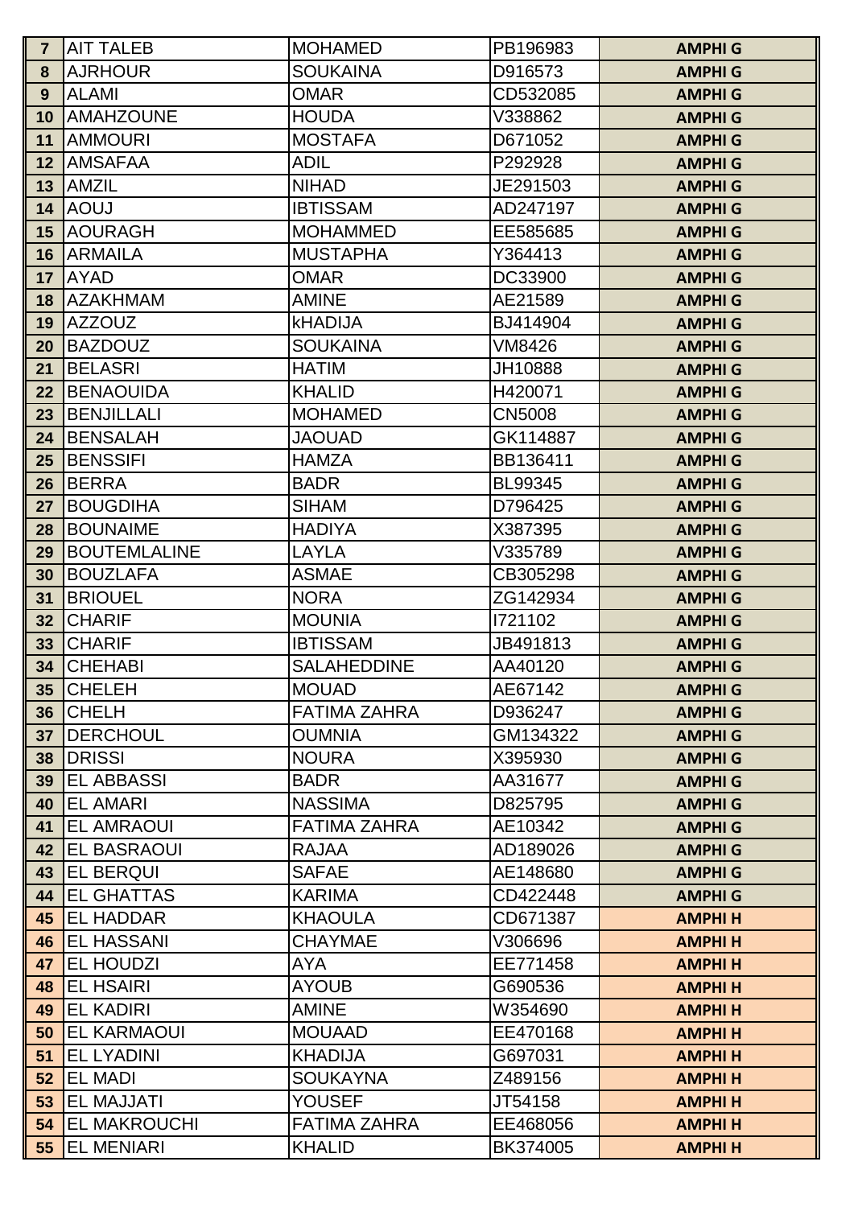| | | | | |
|---|---|---|---|---|
| 7 | AIT TALEB | MOHAMED | PB196983 | AMPHI G |
| 8 | AJRHOUR | SOUKAINA | D916573 | AMPHI G |
| 9 | ALAMI | OMAR | CD532085 | AMPHI G |
| 10 | AMAHZOUNE | HOUDA | V338862 | AMPHI G |
| 11 | AMMOURI | MOSTAFA | D671052 | AMPHI G |
| 12 | AMSAFAA | ADIL | P292928 | AMPHI G |
| 13 | AMZIL | NIHAD | JE291503 | AMPHI G |
| 14 | AOUJ | IBTISSAM | AD247197 | AMPHI G |
| 15 | AOURAGH | MOHAMMED | EE585685 | AMPHI G |
| 16 | ARMAILA | MUSTAPHA | Y364413 | AMPHI G |
| 17 | AYAD | OMAR | DC33900 | AMPHI G |
| 18 | AZAKHMAM | AMINE | AE21589 | AMPHI G |
| 19 | AZZOUZ | kHADIJA | BJ414904 | AMPHI G |
| 20 | BAZDOUZ | SOUKAINA | VM8426 | AMPHI G |
| 21 | BELASRI | HATIM | JH10888 | AMPHI G |
| 22 | BENAOUIDA | KHALID | H420071 | AMPHI G |
| 23 | BENJILLALI | MOHAMED | CN5008 | AMPHI G |
| 24 | BENSALAH | JAOUAD | GK114887 | AMPHI G |
| 25 | BENSSIFI | HAMZA | BB136411 | AMPHI G |
| 26 | BERRA | BADR | BL99345 | AMPHI G |
| 27 | BOUGDIHA | SIHAM | D796425 | AMPHI G |
| 28 | BOUNAIME | HADIYA | X387395 | AMPHI G |
| 29 | BOUTEMLALINE | LAYLA | V335789 | AMPHI G |
| 30 | BOUZLAFA | ASMAE | CB305298 | AMPHI G |
| 31 | BRIOUEL | NORA | ZG142934 | AMPHI G |
| 32 | CHARIF | MOUNIA | I721102 | AMPHI G |
| 33 | CHARIF | IBTISSAM | JB491813 | AMPHI G |
| 34 | CHEHABI | SALAHEDDINE | AA40120 | AMPHI G |
| 35 | CHELEH | MOUAD | AE67142 | AMPHI G |
| 36 | CHELH | FATIMA ZAHRA | D936247 | AMPHI G |
| 37 | DERCHOUL | OUMNIA | GM134322 | AMPHI G |
| 38 | DRISSI | NOURA | X395930 | AMPHI G |
| 39 | EL ABBASSI | BADR | AA31677 | AMPHI G |
| 40 | EL AMARI | NASSIMA | D825795 | AMPHI G |
| 41 | EL AMRAOUI | FATIMA ZAHRA | AE10342 | AMPHI G |
| 42 | EL BASRAOUI | RAJAA | AD189026 | AMPHI G |
| 43 | EL BERQUI | SAFAE | AE148680 | AMPHI G |
| 44 | EL GHATTAS | KARIMA | CD422448 | AMPHI G |
| 45 | EL HADDAR | KHAOULA | CD671387 | AMPHI H |
| 46 | EL HASSANI | CHAYMAE | V306696 | AMPHI H |
| 47 | EL HOUDZI | AYA | EE771458 | AMPHI H |
| 48 | EL HSAIRI | AYOUB | G690536 | AMPHI H |
| 49 | EL KADIRI | AMINE | W354690 | AMPHI H |
| 50 | EL KARMAOUI | MOUAAD | EE470168 | AMPHI H |
| 51 | EL LYADINI | KHADIJA | G697031 | AMPHI H |
| 52 | EL MADI | SOUKAYNA | Z489156 | AMPHI H |
| 53 | EL MAJJATI | YOUSEF | JT54158 | AMPHI H |
| 54 | EL MAKROUCHI | FATIMA ZAHRA | EE468056 | AMPHI H |
| 55 | EL MENIARI | KHALID | BK374005 | AMPHI H |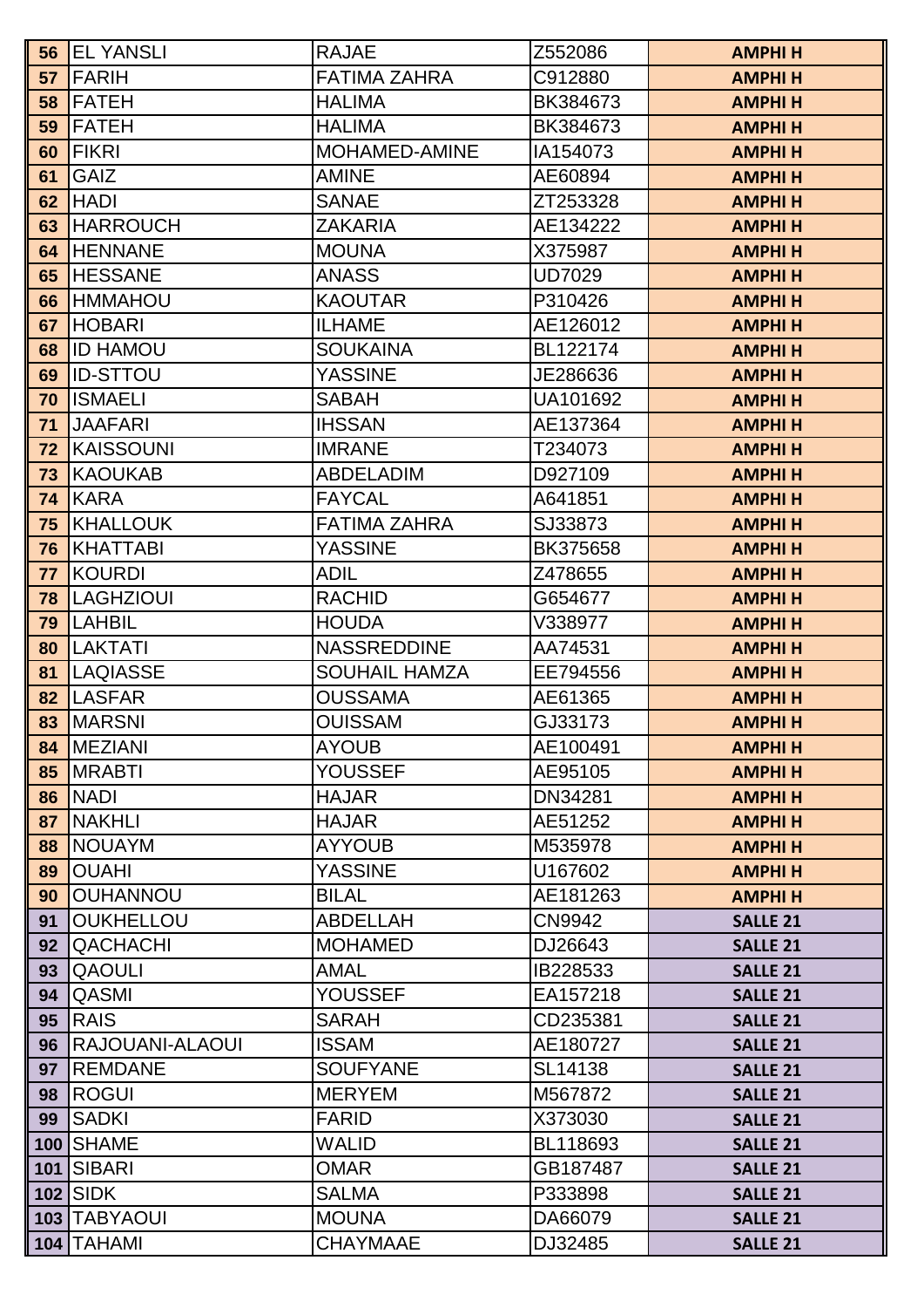| 56 | EL YANSLI | RAJAE | Z552086 | AMPHI H |
|---|---|---|---|---|
| 57 | FARIH | FATIMA ZAHRA | C912880 | AMPHI H |
| 58 | FATEH | HALIMA | BK384673 | AMPHI H |
| 59 | FATEH | HALIMA | BK384673 | AMPHI H |
| 60 | FIKRI | MOHAMED-AMINE | IA154073 | AMPHI H |
| 61 | GAIZ | AMINE | AE60894 | AMPHI H |
| 62 | HADI | SANAE | ZT253328 | AMPHI H |
| 63 | HARROUCH | ZAKARIA | AE134222 | AMPHI H |
| 64 | HENNANE | MOUNA | X375987 | AMPHI H |
| 65 | HESSANE | ANASS | UD7029 | AMPHI H |
| 66 | HMMAHOU | KAOUTAR | P310426 | AMPHI H |
| 67 | HOBARI | ILHAME | AE126012 | AMPHI H |
| 68 | ID HAMOU | SOUKAINA | BL122174 | AMPHI H |
| 69 | ID-STTOU | YASSINE | JE286636 | AMPHI H |
| 70 | ISMAELI | SABAH | UA101692 | AMPHI H |
| 71 | JAAFARI | IHSSAN | AE137364 | AMPHI H |
| 72 | KAISSOUNI | IMRANE | T234073 | AMPHI H |
| 73 | KAOUKAB | ABDELADIM | D927109 | AMPHI H |
| 74 | KARA | FAYCAL | A641851 | AMPHI H |
| 75 | KHALLOUK | FATIMA ZAHRA | SJ33873 | AMPHI H |
| 76 | KHATTABI | YASSINE | BK375658 | AMPHI H |
| 77 | KOURDI | ADIL | Z478655 | AMPHI H |
| 78 | LAGHZIOUI | RACHID | G654677 | AMPHI H |
| 79 | LAHBIL | HOUDA | V338977 | AMPHI H |
| 80 | LAKTATI | NASSREDDINE | AA74531 | AMPHI H |
| 81 | LAQIASSE | SOUHAIL HAMZA | EE794556 | AMPHI H |
| 82 | LASFAR | OUSSAMA | AE61365 | AMPHI H |
| 83 | MARSNI | OUISSAM | GJ33173 | AMPHI H |
| 84 | MEZIANI | AYOUB | AE100491 | AMPHI H |
| 85 | MRABTI | YOUSSEF | AE95105 | AMPHI H |
| 86 | NADI | HAJAR | DN34281 | AMPHI H |
| 87 | NAKHLI | HAJAR | AE51252 | AMPHI H |
| 88 | NOUAYM | AYYOUB | M535978 | AMPHI H |
| 89 | OUAHI | YASSINE | U167602 | AMPHI H |
| 90 | OUHANNOU | BILAL | AE181263 | AMPHI H |
| 91 | OUKHELLOU | ABDELLAH | CN9942 | SALLE 21 |
| 92 | QACHACHI | MOHAMED | DJ26643 | SALLE 21 |
| 93 | QAOULI | AMAL | IB228533 | SALLE 21 |
| 94 | QASMI | YOUSSEF | EA157218 | SALLE 21 |
| 95 | RAIS | SARAH | CD235381 | SALLE 21 |
| 96 | RAJOUANI-ALAOUI | ISSAM | AE180727 | SALLE 21 |
| 97 | REMDANE | SOUFYANE | SL14138 | SALLE 21 |
| 98 | ROGUI | MERYEM | M567872 | SALLE 21 |
| 99 | SADKI | FARID | X373030 | SALLE 21 |
| 100 | SHAME | WALID | BL118693 | SALLE 21 |
| 101 | SIBARI | OMAR | GB187487 | SALLE 21 |
| 102 | SIDK | SALMA | P333898 | SALLE 21 |
| 103 | TABYAOUI | MOUNA | DA66079 | SALLE 21 |
| 104 | TAHAMI | CHAYMAAE | DJ32485 | SALLE 21 |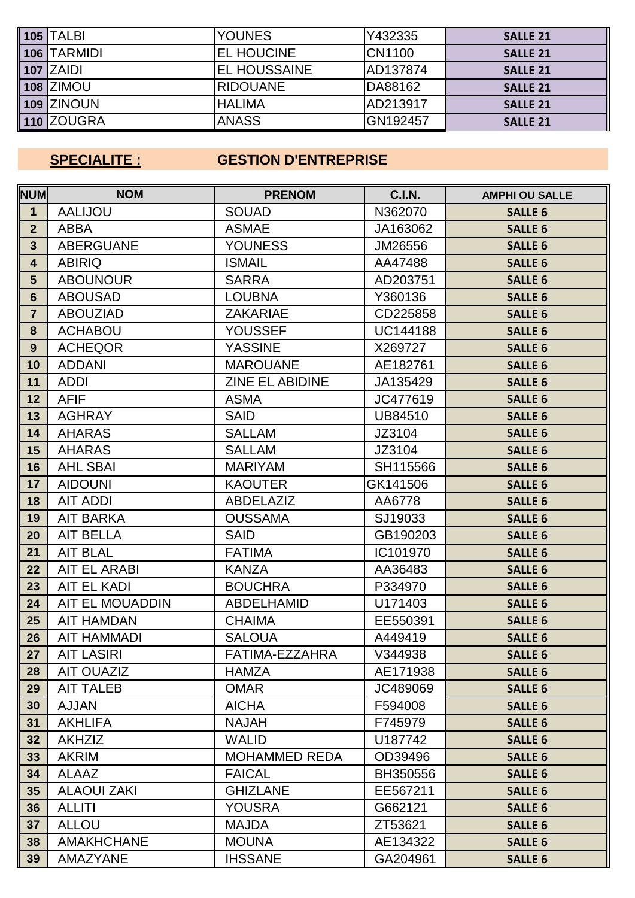| | | | | |
|---|---|---|---|---|
| 105 | TALBI | YOUNES | Y432335 | SALLE 21 |
| 106 | TARMIDI | EL HOUCINE | CN1100 | SALLE 21 |
| 107 | ZAIDI | EL HOUSSAINE | AD137874 | SALLE 21 |
| 108 | ZIMOU | RIDOUANE | DA88162 | SALLE 21 |
| 109 | ZINOUN | HALIMA | AD213917 | SALLE 21 |
| 110 | ZOUGRA | ANASS | GN192457 | SALLE 21 |

## SPECIALITE : GESTION D'ENTREPRISE

| NUM | NOM | PRENOM | C.I.N. | AMPHI OU SALLE |
|---|---|---|---|---|
| 1 | AALIJOU | SOUAD | N362070 | SALLE 6 |
| 2 | ABBA | ASMAE | JA163062 | SALLE 6 |
| 3 | ABERGUANE | YOUNESS | JM26556 | SALLE 6 |
| 4 | ABIRIQ | ISMAIL | AA47488 | SALLE 6 |
| 5 | ABOUNOUR | SARRA | AD203751 | SALLE 6 |
| 6 | ABOUSAD | LOUBNA | Y360136 | SALLE 6 |
| 7 | ABOUZIAD | ZAKARIAE | CD225858 | SALLE 6 |
| 8 | ACHABOU | YOUSSEF | UC144188 | SALLE 6 |
| 9 | ACHEQOR | YASSINE | X269727 | SALLE 6 |
| 10 | ADDANI | MAROUANE | AE182761 | SALLE 6 |
| 11 | ADDI | ZINE EL ABIDINE | JA135429 | SALLE 6 |
| 12 | AFIF | ASMA | JC477619 | SALLE 6 |
| 13 | AGHRAY | SAID | UB84510 | SALLE 6 |
| 14 | AHARAS | SALLAM | JZ3104 | SALLE 6 |
| 15 | AHARAS | SALLAM | JZ3104 | SALLE 6 |
| 16 | AHL SBAI | MARIYAM | SH115566 | SALLE 6 |
| 17 | AIDOUNI | KAOUTER | GK141506 | SALLE 6 |
| 18 | AIT ADDI | ABDELAZIZ | AA6778 | SALLE 6 |
| 19 | AIT BARKA | OUSSAMA | SJ19033 | SALLE 6 |
| 20 | AIT BELLA | SAID | GB190203 | SALLE 6 |
| 21 | AIT BLAL | FATIMA | IC101970 | SALLE 6 |
| 22 | AIT EL ARABI | KANZA | AA36483 | SALLE 6 |
| 23 | AIT EL KADI | BOUCHRA | P334970 | SALLE 6 |
| 24 | AIT EL MOUADDIN | ABDELHAMID | U171403 | SALLE 6 |
| 25 | AIT HAMDAN | CHAIMA | EE550391 | SALLE 6 |
| 26 | AIT HAMMADI | SALOUA | A449419 | SALLE 6 |
| 27 | AIT LASIRI | FATIMA-EZZAHRA | V344938 | SALLE 6 |
| 28 | AIT OUAZIZ | HAMZA | AE171938 | SALLE 6 |
| 29 | AIT TALEB | OMAR | JC489069 | SALLE 6 |
| 30 | AJJAN | AICHA | F594008 | SALLE 6 |
| 31 | AKHLIFA | NAJAH | F745979 | SALLE 6 |
| 32 | AKHZIZ | WALID | U187742 | SALLE 6 |
| 33 | AKRIM | MOHAMMED REDA | OD39496 | SALLE 6 |
| 34 | ALAAZ | FAICAL | BH350556 | SALLE 6 |
| 35 | ALAOUI ZAKI | GHIZLANE | EE567211 | SALLE 6 |
| 36 | ALLITI | YOUSRA | G662121 | SALLE 6 |
| 37 | ALLOU | MAJDA | ZT53621 | SALLE 6 |
| 38 | AMAKHCHANE | MOUNA | AE134322 | SALLE 6 |
| 39 | AMAZYANE | IHSSANE | GA204961 | SALLE 6 |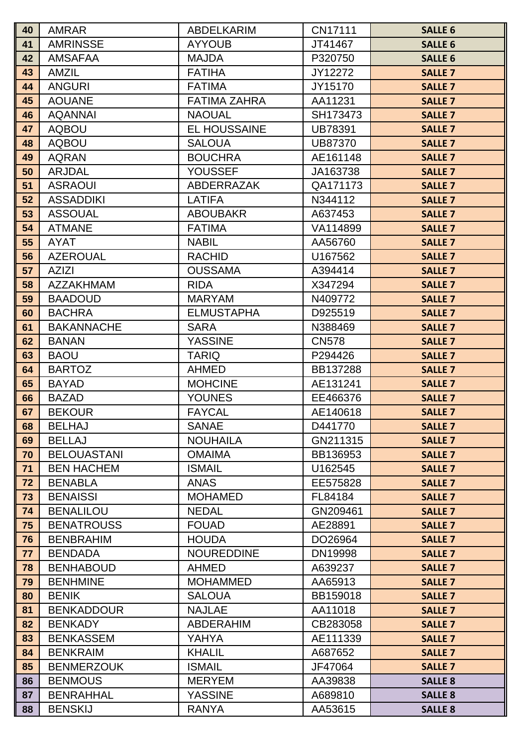| 40 | AMRAR | ABDELKARIM | CN17111 | SALLE 6 |
|---|---|---|---|---|
| 41 | AMRINSSE | AYYOUB | JT41467 | SALLE 6 |
| 42 | AMSAFAA | MAJDA | P320750 | SALLE 6 |
| 43 | AMZIL | FATIHA | JY12272 | SALLE 7 |
| 44 | ANGURI | FATIMA | JY15170 | SALLE 7 |
| 45 | AOUANE | FATIMA ZAHRA | AA11231 | SALLE 7 |
| 46 | AQANNAI | NAOUAL | SH173473 | SALLE 7 |
| 47 | AQBOU | EL HOUSSAINE | UB78391 | SALLE 7 |
| 48 | AQBOU | SALOUA | UB87370 | SALLE 7 |
| 49 | AQRAN | BOUCHRA | AE161148 | SALLE 7 |
| 50 | ARJDAL | YOUSSEF | JA163738 | SALLE 7 |
| 51 | ASRAOUI | ABDERRAZAK | QA171173 | SALLE 7 |
| 52 | ASSADDIKI | LATIFA | N344112 | SALLE 7 |
| 53 | ASSOUAL | ABOUBAKR | A637453 | SALLE 7 |
| 54 | ATMANE | FATIMA | VA114899 | SALLE 7 |
| 55 | AYAT | NABIL | AA56760 | SALLE 7 |
| 56 | AZEROUAL | RACHID | U167562 | SALLE 7 |
| 57 | AZIZI | OUSSAMA | A394414 | SALLE 7 |
| 58 | AZZAKHMAM | RIDA | X347294 | SALLE 7 |
| 59 | BAADOUD | MARYAM | N409772 | SALLE 7 |
| 60 | BACHRA | ELMUSTAPHA | D925519 | SALLE 7 |
| 61 | BAKANNACHE | SARA | N388469 | SALLE 7 |
| 62 | BANAN | YASSINE | CN578 | SALLE 7 |
| 63 | BAOU | TARIQ | P294426 | SALLE 7 |
| 64 | BARTOZ | AHMED | BB137288 | SALLE 7 |
| 65 | BAYAD | MOHCINE | AE131241 | SALLE 7 |
| 66 | BAZAD | YOUNES | EE466376 | SALLE 7 |
| 67 | BEKOUR | FAYCAL | AE140618 | SALLE 7 |
| 68 | BELHAJ | SANAE | D441770 | SALLE 7 |
| 69 | BELLAJ | NOUHAILA | GN211315 | SALLE 7 |
| 70 | BELOUASTANI | OMAIMA | BB136953 | SALLE 7 |
| 71 | BEN HACHEM | ISMAIL | U162545 | SALLE 7 |
| 72 | BENABLA | ANAS | EE575828 | SALLE 7 |
| 73 | BENAISSI | MOHAMED | FL84184 | SALLE 7 |
| 74 | BENALILOU | NEDAL | GN209461 | SALLE 7 |
| 75 | BENATROUSS | FOUAD | AE28891 | SALLE 7 |
| 76 | BENBRAHIM | HOUDA | DO26964 | SALLE 7 |
| 77 | BENDADA | NOUREDDINE | DN19998 | SALLE 7 |
| 78 | BENHABOUD | AHMED | A639237 | SALLE 7 |
| 79 | BENHMINE | MOHAMMED | AA65913 | SALLE 7 |
| 80 | BENIK | SALOUA | BB159018 | SALLE 7 |
| 81 | BENKADDOUR | NAJLAE | AA11018 | SALLE 7 |
| 82 | BENKADY | ABDERAHIM | CB283058 | SALLE 7 |
| 83 | BENKASSEM | YAHYA | AE111339 | SALLE 7 |
| 84 | BENKRAIM | KHALIL | A687652 | SALLE 7 |
| 85 | BENMERZOUK | ISMAIL | JF47064 | SALLE 7 |
| 86 | BENMOUS | MERYEM | AA39838 | SALLE 8 |
| 87 | BENRAHHAL | YASSINE | A689810 | SALLE 8 |
| 88 | BENSKIJ | RANYA | AA53615 | SALLE 8 |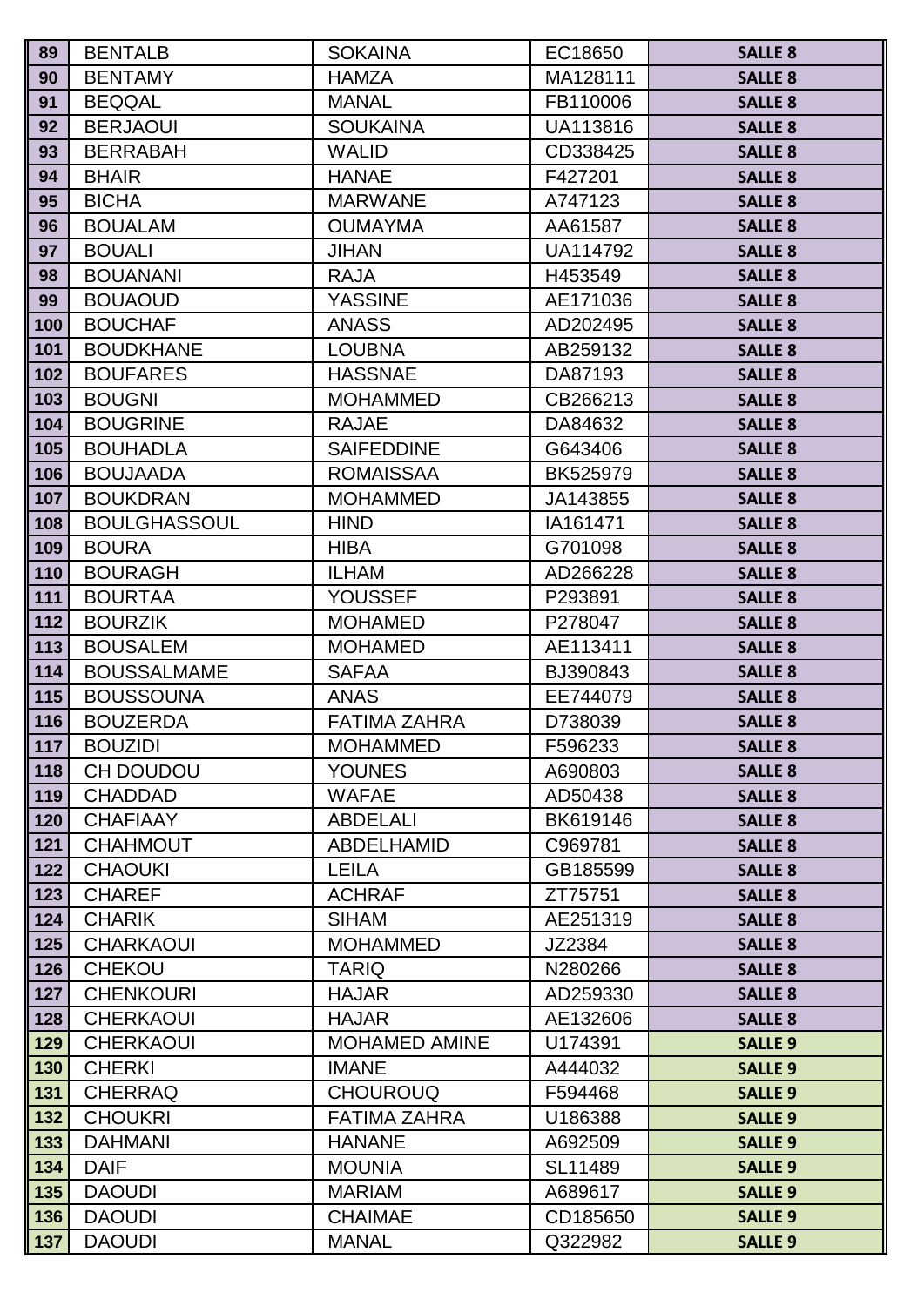| 89 | BENTALB | SOKAINA | EC18650 | SALLE 8 |
|---|---|---|---|---|
| 90 | BENTAMY | HAMZA | MA128111 | SALLE 8 |
| 91 | BEQQAL | MANAL | FB110006 | SALLE 8 |
| 92 | BERJAOUI | SOUKAINA | UA113816 | SALLE 8 |
| 93 | BERRABAH | WALID | CD338425 | SALLE 8 |
| 94 | BHAIR | HANAE | F427201 | SALLE 8 |
| 95 | BICHA | MARWANE | A747123 | SALLE 8 |
| 96 | BOUALAM | OUMAYMA | AA61587 | SALLE 8 |
| 97 | BOUALI | JIHAN | UA114792 | SALLE 8 |
| 98 | BOUANANI | RAJA | H453549 | SALLE 8 |
| 99 | BOUAOUD | YASSINE | AE171036 | SALLE 8 |
| 100 | BOUCHAF | ANASS | AD202495 | SALLE 8 |
| 101 | BOUDKHANE | LOUBNA | AB259132 | SALLE 8 |
| 102 | BOUFARES | HASSNAE | DA87193 | SALLE 8 |
| 103 | BOUGNI | MOHAMMED | CB266213 | SALLE 8 |
| 104 | BOUGRINE | RAJAE | DA84632 | SALLE 8 |
| 105 | BOUHADLA | SAIFEDDINE | G643406 | SALLE 8 |
| 106 | BOUJAADA | ROMAISSAA | BK525979 | SALLE 8 |
| 107 | BOUKDRAN | MOHAMMED | JA143855 | SALLE 8 |
| 108 | BOULGHASSOUL | HIND | IA161471 | SALLE 8 |
| 109 | BOURA | HIBA | G701098 | SALLE 8 |
| 110 | BOURAGH | ILHAM | AD266228 | SALLE 8 |
| 111 | BOURTAA | YOUSSEF | P293891 | SALLE 8 |
| 112 | BOURZIK | MOHAMED | P278047 | SALLE 8 |
| 113 | BOUSALEM | MOHAMED | AE113411 | SALLE 8 |
| 114 | BOUSSALMAME | SAFAA | BJ390843 | SALLE 8 |
| 115 | BOUSSOUNA | ANAS | EE744079 | SALLE 8 |
| 116 | BOUZERDA | FATIMA ZAHRA | D738039 | SALLE 8 |
| 117 | BOUZIDI | MOHAMMED | F596233 | SALLE 8 |
| 118 | CH DOUDOU | YOUNES | A690803 | SALLE 8 |
| 119 | CHADDAD | WAFAE | AD50438 | SALLE 8 |
| 120 | CHAFIAAY | ABDELALI | BK619146 | SALLE 8 |
| 121 | CHAHMOUT | ABDELHAMID | C969781 | SALLE 8 |
| 122 | CHAOUKI | LEILA | GB185599 | SALLE 8 |
| 123 | CHAREF | ACHRAF | ZT75751 | SALLE 8 |
| 124 | CHARIK | SIHAM | AE251319 | SALLE 8 |
| 125 | CHARKAOUI | MOHAMMED | JZ2384 | SALLE 8 |
| 126 | CHEKOU | TARIQ | N280266 | SALLE 8 |
| 127 | CHENKOURI | HAJAR | AD259330 | SALLE 8 |
| 128 | CHERKAOUI | HAJAR | AE132606 | SALLE 8 |
| 129 | CHERKAOUI | MOHAMED AMINE | U174391 | SALLE 9 |
| 130 | CHERKI | IMANE | A444032 | SALLE 9 |
| 131 | CHERRAQ | CHOUROUQ | F594468 | SALLE 9 |
| 132 | CHOUKRI | FATIMA ZAHRA | U186388 | SALLE 9 |
| 133 | DAHMANI | HANANE | A692509 | SALLE 9 |
| 134 | DAIF | MOUNIA | SL11489 | SALLE 9 |
| 135 | DAOUDI | MARIAM | A689617 | SALLE 9 |
| 136 | DAOUDI | CHAIMAE | CD185650 | SALLE 9 |
| 137 | DAOUDI | MANAL | Q322982 | SALLE 9 |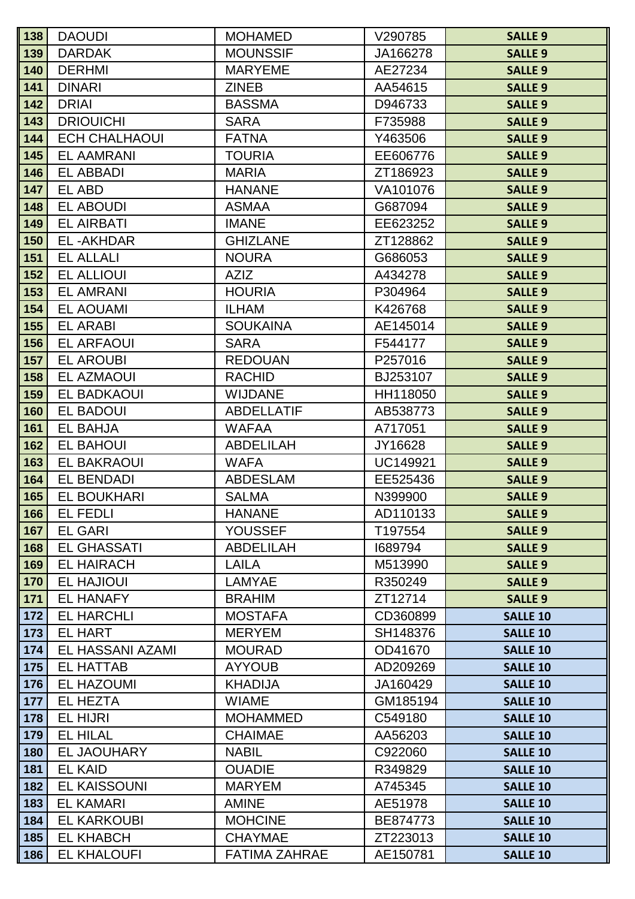| 138 | DAOUDI | MOHAMED | V290785 | SALLE 9 |
|---|---|---|---|---|
| 139 | DARDAK | MOUNSSIF | JA166278 | SALLE 9 |
| 140 | DERHMI | MARYEME | AE27234 | SALLE 9 |
| 141 | DINARI | ZINEB | AA54615 | SALLE 9 |
| 142 | DRIAI | BASSMA | D946733 | SALLE 9 |
| 143 | DRIOUICHI | SARA | F735988 | SALLE 9 |
| 144 | ECH CHALHAOUI | FATNA | Y463506 | SALLE 9 |
| 145 | EL AAMRANI | TOURIA | EE606776 | SALLE 9 |
| 146 | EL ABBADI | MARIA | ZT186923 | SALLE 9 |
| 147 | EL ABD | HANANE | VA101076 | SALLE 9 |
| 148 | EL ABOUDI | ASMAA | G687094 | SALLE 9 |
| 149 | EL AIRBATI | IMANE | EE623252 | SALLE 9 |
| 150 | EL -AKHDAR | GHIZLANE | ZT128862 | SALLE 9 |
| 151 | EL ALLALI | NOURA | G686053 | SALLE 9 |
| 152 | EL ALLIOUI | AZIZ | A434278 | SALLE 9 |
| 153 | EL AMRANI | HOURIA | P304964 | SALLE 9 |
| 154 | EL AOUAMI | ILHAM | K426768 | SALLE 9 |
| 155 | EL ARABI | SOUKAINA | AE145014 | SALLE 9 |
| 156 | EL ARFAOUI | SARA | F544177 | SALLE 9 |
| 157 | EL AROUBI | REDOUAN | P257016 | SALLE 9 |
| 158 | EL AZMAOUI | RACHID | BJ253107 | SALLE 9 |
| 159 | EL BADKAOUI | WIJDANE | HH118050 | SALLE 9 |
| 160 | EL BADOUI | ABDELLATIF | AB538773 | SALLE 9 |
| 161 | EL BAHJA | WAFAA | A717051 | SALLE 9 |
| 162 | EL BAHOUI | ABDELILAH | JY16628 | SALLE 9 |
| 163 | EL BAKRAOUI | WAFA | UC149921 | SALLE 9 |
| 164 | EL BENDADI | ABDESLAM | EE525436 | SALLE 9 |
| 165 | EL BOUKHARI | SALMA | N399900 | SALLE 9 |
| 166 | EL FEDLI | HANANE | AD110133 | SALLE 9 |
| 167 | EL GARI | YOUSSEF | T197554 | SALLE 9 |
| 168 | EL GHASSATI | ABDELILAH | I689794 | SALLE 9 |
| 169 | EL HAIRACH | LAILA | M513990 | SALLE 9 |
| 170 | EL HAJIOUI | LAMYAE | R350249 | SALLE 9 |
| 171 | EL HANAFY | BRAHIM | ZT12714 | SALLE 9 |
| 172 | EL HARCHLI | MOSTAFA | CD360899 | SALLE 10 |
| 173 | EL HART | MERYEM | SH148376 | SALLE 10 |
| 174 | EL HASSANI AZAMI | MOURAD | OD41670 | SALLE 10 |
| 175 | EL HATTAB | AYYOUB | AD209269 | SALLE 10 |
| 176 | EL HAZOUMI | KHADIJA | JA160429 | SALLE 10 |
| 177 | EL HEZTA | WIAME | GM185194 | SALLE 10 |
| 178 | EL HIJRI | MOHAMMED | C549180 | SALLE 10 |
| 179 | EL HILAL | CHAIMAE | AA56203 | SALLE 10 |
| 180 | EL JAOUHARY | NABIL | C922060 | SALLE 10 |
| 181 | EL KAID | OUADIE | R349829 | SALLE 10 |
| 182 | EL KAISSOUNI | MARYEM | A745345 | SALLE 10 |
| 183 | EL KAMARI | AMINE | AE51978 | SALLE 10 |
| 184 | EL KARKOUBI | MOHCINE | BE874773 | SALLE 10 |
| 185 | EL KHABCH | CHAYMAE | ZT223013 | SALLE 10 |
| 186 | EL KHALOUFI | FATIMA ZAHRAE | AE150781 | SALLE 10 |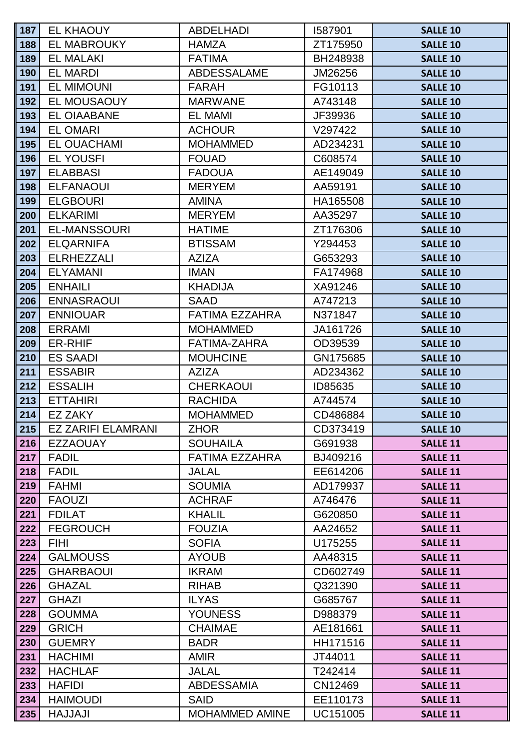| 187 | EL KHAOUY | ABDELHADI | I587901 | SALLE 10 |
|---|---|---|---|---|
| 188 | EL MABROUKY | HAMZA | ZT175950 | SALLE 10 |
| 189 | EL MALAKI | FATIMA | BH248938 | SALLE 10 |
| 190 | EL MARDI | ABDESSALAME | JM26256 | SALLE 10 |
| 191 | EL MIMOUNI | FARAH | FG10113 | SALLE 10 |
| 192 | EL MOUSAOUY | MARWANE | A743148 | SALLE 10 |
| 193 | EL OIAABANE | EL MAMI | JF39936 | SALLE 10 |
| 194 | EL OMARI | ACHOUR | V297422 | SALLE 10 |
| 195 | EL OUACHAMI | MOHAMMED | AD234231 | SALLE 10 |
| 196 | EL YOUSFI | FOUAD | C608574 | SALLE 10 |
| 197 | ELABBASI | FADOUA | AE149049 | SALLE 10 |
| 198 | ELFANAOUI | MERYEM | AA59191 | SALLE 10 |
| 199 | ELGBOURI | AMINA | HA165508 | SALLE 10 |
| 200 | ELKARIMI | MERYEM | AA35297 | SALLE 10 |
| 201 | EL-MANSSOURI | HATIME | ZT176306 | SALLE 10 |
| 202 | ELQARNIFA | BTISSAM | Y294453 | SALLE 10 |
| 203 | ELRHEZZALI | AZIZA | G653293 | SALLE 10 |
| 204 | ELYAMANI | IMAN | FA174968 | SALLE 10 |
| 205 | ENHAILI | KHADIJA | XA91246 | SALLE 10 |
| 206 | ENNASRAOUI | SAAD | A747213 | SALLE 10 |
| 207 | ENNIOUAR | FATIMA EZZAHRA | N371847 | SALLE 10 |
| 208 | ERRAMI | MOHAMMED | JA161726 | SALLE 10 |
| 209 | ER-RHIF | FATIMA-ZAHRA | OD39539 | SALLE 10 |
| 210 | ES SAADI | MOUHCINE | GN175685 | SALLE 10 |
| 211 | ESSABIR | AZIZA | AD234362 | SALLE 10 |
| 212 | ESSALIH | CHERKAOUI | ID85635 | SALLE 10 |
| 213 | ETTAHIRI | RACHIDA | A744574 | SALLE 10 |
| 214 | EZ ZAKY | MOHAMMED | CD486884 | SALLE 10 |
| 215 | EZ ZARIFI ELAMRANI | ZHOR | CD373419 | SALLE 10 |
| 216 | EZZAOUAY | SOUHAILA | G691938 | SALLE 11 |
| 217 | FADIL | FATIMA EZZAHRA | BJ409216 | SALLE 11 |
| 218 | FADIL | JALAL | EE614206 | SALLE 11 |
| 219 | FAHMI | SOUMIA | AD179937 | SALLE 11 |
| 220 | FAOUZI | ACHRAF | A746476 | SALLE 11 |
| 221 | FDILAT | KHALIL | G620850 | SALLE 11 |
| 222 | FEGROUCH | FOUZIA | AA24652 | SALLE 11 |
| 223 | FIHI | SOFIA | U175255 | SALLE 11 |
| 224 | GALMOUSS | AYOUB | AA48315 | SALLE 11 |
| 225 | GHARBAOUI | IKRAM | CD602749 | SALLE 11 |
| 226 | GHAZAL | RIHAB | Q321390 | SALLE 11 |
| 227 | GHAZI | ILYAS | G685767 | SALLE 11 |
| 228 | GOUMMA | YOUNESS | D988379 | SALLE 11 |
| 229 | GRICH | CHAIMAE | AE181661 | SALLE 11 |
| 230 | GUEMRY | BADR | HH171516 | SALLE 11 |
| 231 | HACHIMI | AMIR | JT44011 | SALLE 11 |
| 232 | HACHLAF | JALAL | T242414 | SALLE 11 |
| 233 | HAFIDI | ABDESSAMIA | CN12469 | SALLE 11 |
| 234 | HAIMOUDI | SAID | EE110173 | SALLE 11 |
| 235 | HAJJAJI | MOHAMMED AMINE | UC151005 | SALLE 11 |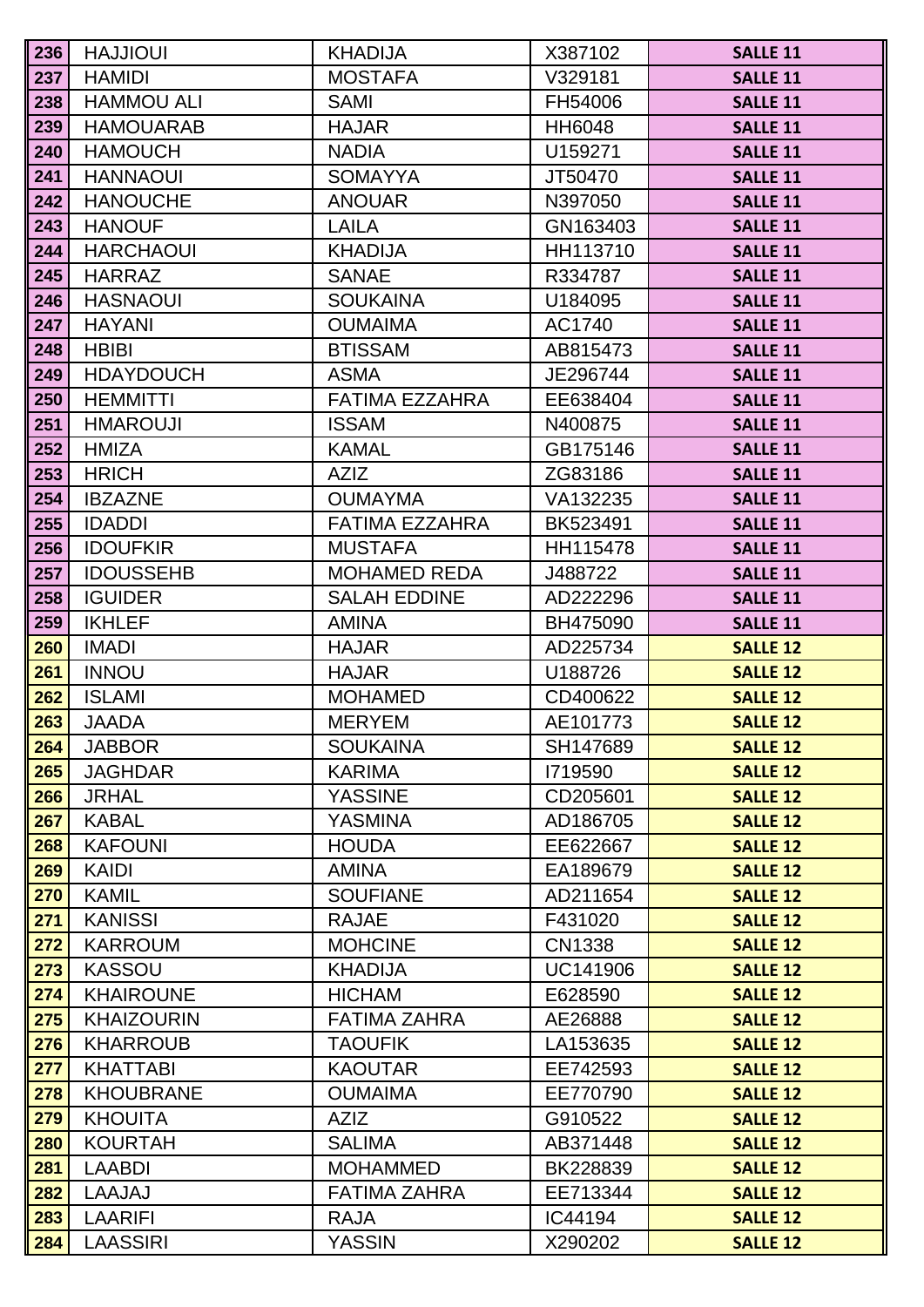| 236 | HAJJIOUI | KHADIJA | X387102 | SALLE 11 |
|---|---|---|---|---|
| 237 | HAMIDI | MOSTAFA | V329181 | SALLE 11 |
| 238 | HAMMOU ALI | SAMI | FH54006 | SALLE 11 |
| 239 | HAMOUARAB | HAJAR | HH6048 | SALLE 11 |
| 240 | HAMOUCH | NADIA | U159271 | SALLE 11 |
| 241 | HANNAOUI | SOMAYYA | JT50470 | SALLE 11 |
| 242 | HANOUCHE | ANOUAR | N397050 | SALLE 11 |
| 243 | HANOUF | LAILA | GN163403 | SALLE 11 |
| 244 | HARCHAOUI | KHADIJA | HH113710 | SALLE 11 |
| 245 | HARRAZ | SANAE | R334787 | SALLE 11 |
| 246 | HASNAOUI | SOUKAINA | U184095 | SALLE 11 |
| 247 | HAYANI | OUMAIMA | AC1740 | SALLE 11 |
| 248 | HBIBI | BTISSAM | AB815473 | SALLE 11 |
| 249 | HDAYDOUCH | ASMA | JE296744 | SALLE 11 |
| 250 | HEMMITTI | FATIMA EZZAHRA | EE638404 | SALLE 11 |
| 251 | HMAROUJI | ISSAM | N400875 | SALLE 11 |
| 252 | HMIZA | KAMAL | GB175146 | SALLE 11 |
| 253 | HRICH | AZIZ | ZG83186 | SALLE 11 |
| 254 | IBZAZNE | OUMAYMA | VA132235 | SALLE 11 |
| 255 | IDADDI | FATIMA EZZAHRA | BK523491 | SALLE 11 |
| 256 | IDOUFKIR | MUSTAFA | HH115478 | SALLE 11 |
| 257 | IDOUSSEHB | MOHAMED REDA | J488722 | SALLE 11 |
| 258 | IGUIDER | SALAH EDDINE | AD222296 | SALLE 11 |
| 259 | IKHLEF | AMINA | BH475090 | SALLE 11 |
| 260 | IMADI | HAJAR | AD225734 | SALLE 12 |
| 261 | INNOU | HAJAR | U188726 | SALLE 12 |
| 262 | ISLAMI | MOHAMED | CD400622 | SALLE 12 |
| 263 | JAADA | MERYEM | AE101773 | SALLE 12 |
| 264 | JABBOR | SOUKAINA | SH147689 | SALLE 12 |
| 265 | JAGHDAR | KARIMA | I719590 | SALLE 12 |
| 266 | JRHAL | YASSINE | CD205601 | SALLE 12 |
| 267 | KABAL | YASMINA | AD186705 | SALLE 12 |
| 268 | KAFOUNI | HOUDA | EE622667 | SALLE 12 |
| 269 | KAIDI | AMINA | EA189679 | SALLE 12 |
| 270 | KAMIL | SOUFIANE | AD211654 | SALLE 12 |
| 271 | KANISSI | RAJAE | F431020 | SALLE 12 |
| 272 | KARROUM | MOHCINE | CN1338 | SALLE 12 |
| 273 | KASSOU | KHADIJA | UC141906 | SALLE 12 |
| 274 | KHAIROUNE | HICHAM | E628590 | SALLE 12 |
| 275 | KHAIZOURIN | FATIMA ZAHRA | AE26888 | SALLE 12 |
| 276 | KHARROUB | TAOUFIK | LA153635 | SALLE 12 |
| 277 | KHATTABI | KAOUTAR | EE742593 | SALLE 12 |
| 278 | KHOUBRANE | OUMAIMA | EE770790 | SALLE 12 |
| 279 | KHOUITA | AZIZ | G910522 | SALLE 12 |
| 280 | KOURTAH | SALIMA | AB371448 | SALLE 12 |
| 281 | LAABDI | MOHAMMED | BK228839 | SALLE 12 |
| 282 | LAAJAJ | FATIMA ZAHRA | EE713344 | SALLE 12 |
| 283 | LAARIFI | RAJA | IC44194 | SALLE 12 |
| 284 | LAASSIRI | YASSIN | X290202 | SALLE 12 |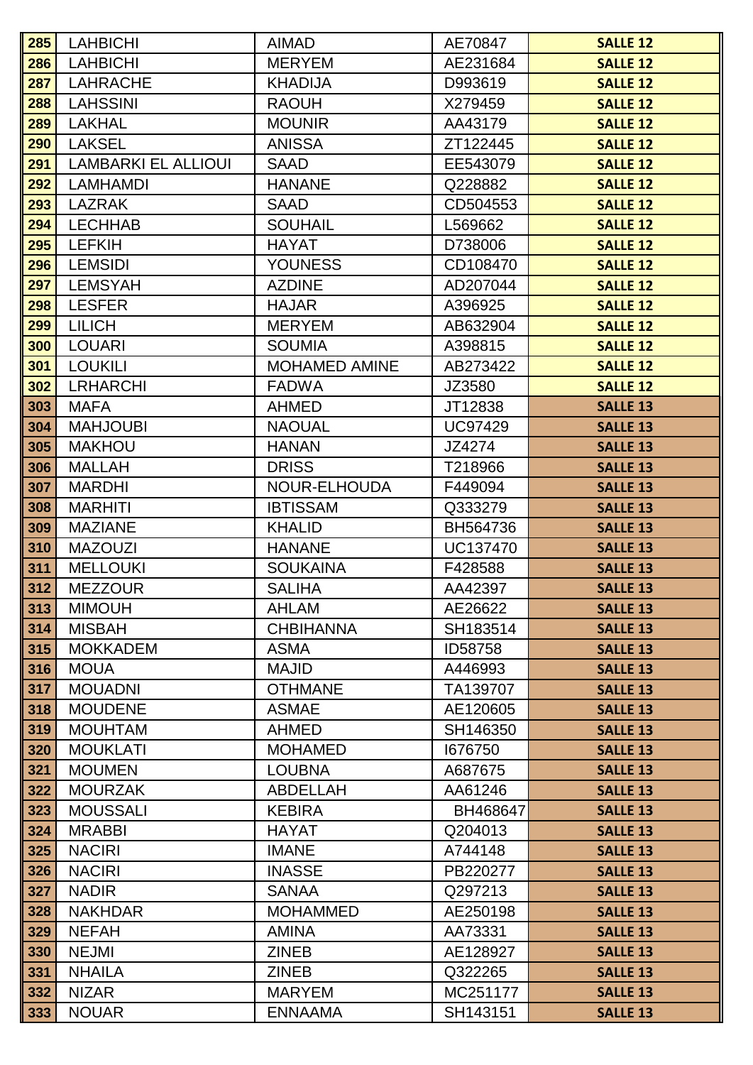| 285 | LAHBICHI | AIMAD | AE70847 | SALLE 12 |
|---|---|---|---|---|
| 286 | LAHBICHI | MERYEM | AE231684 | SALLE 12 |
| 287 | LAHRACHE | KHADIJA | D993619 | SALLE 12 |
| 288 | LAHSSINI | RAOUH | X279459 | SALLE 12 |
| 289 | LAKHAL | MOUNIR | AA43179 | SALLE 12 |
| 290 | LAKSEL | ANISSA | ZT122445 | SALLE 12 |
| 291 | LAMBARKI EL ALLIOUI | SAAD | EE543079 | SALLE 12 |
| 292 | LAMHAMDI | HANANE | Q228882 | SALLE 12 |
| 293 | LAZRAK | SAAD | CD504553 | SALLE 12 |
| 294 | LECHHAB | SOUHAIL | L569662 | SALLE 12 |
| 295 | LEFKIH | HAYAT | D738006 | SALLE 12 |
| 296 | LEMSIDI | YOUNESS | CD108470 | SALLE 12 |
| 297 | LEMSYAH | AZDINE | AD207044 | SALLE 12 |
| 298 | LESFER | HAJAR | A396925 | SALLE 12 |
| 299 | LILICH | MERYEM | AB632904 | SALLE 12 |
| 300 | LOUARI | SOUMIA | A398815 | SALLE 12 |
| 301 | LOUKILI | MOHAMED AMINE | AB273422 | SALLE 12 |
| 302 | LRHARCHI | FADWA | JZ3580 | SALLE 12 |
| 303 | MAFA | AHMED | JT12838 | SALLE 13 |
| 304 | MAHJOUBI | NAOUAL | UC97429 | SALLE 13 |
| 305 | MAKHOU | HANAN | JZ4274 | SALLE 13 |
| 306 | MALLAH | DRISS | T218966 | SALLE 13 |
| 307 | MARDHI | NOUR-ELHOUDA | F449094 | SALLE 13 |
| 308 | MARHITI | IBTISSAM | Q333279 | SALLE 13 |
| 309 | MAZIANE | KHALID | BH564736 | SALLE 13 |
| 310 | MAZOUZI | HANANE | UC137470 | SALLE 13 |
| 311 | MELLOUKI | SOUKAINA | F428588 | SALLE 13 |
| 312 | MEZZOUR | SALIHA | AA42397 | SALLE 13 |
| 313 | MIMOUH | AHLAM | AE26622 | SALLE 13 |
| 314 | MISBAH | CHBIHANNA | SH183514 | SALLE 13 |
| 315 | MOKKADEM | ASMA | ID58758 | SALLE 13 |
| 316 | MOUA | MAJID | A446993 | SALLE 13 |
| 317 | MOUADNI | OTHMANE | TA139707 | SALLE 13 |
| 318 | MOUDENE | ASMAE | AE120605 | SALLE 13 |
| 319 | MOUHTAM | AHMED | SH146350 | SALLE 13 |
| 320 | MOUKLATI | MOHAMED | I676750 | SALLE 13 |
| 321 | MOUMEN | LOUBNA | A687675 | SALLE 13 |
| 322 | MOURZAK | ABDELLAH | AA61246 | SALLE 13 |
| 323 | MOUSSALI | KEBIRA | BH468647 | SALLE 13 |
| 324 | MRABBI | HAYAT | Q204013 | SALLE 13 |
| 325 | NACIRI | IMANE | A744148 | SALLE 13 |
| 326 | NACIRI | INASSE | PB220277 | SALLE 13 |
| 327 | NADIR | SANAA | Q297213 | SALLE 13 |
| 328 | NAKHDAR | MOHAMMED | AE250198 | SALLE 13 |
| 329 | NEFAH | AMINA | AA73331 | SALLE 13 |
| 330 | NEJMI | ZINEB | AE128927 | SALLE 13 |
| 331 | NHAILA | ZINEB | Q322265 | SALLE 13 |
| 332 | NIZAR | MARYEM | MC251177 | SALLE 13 |
| 333 | NOUAR | ENNAAMA | SH143151 | SALLE 13 |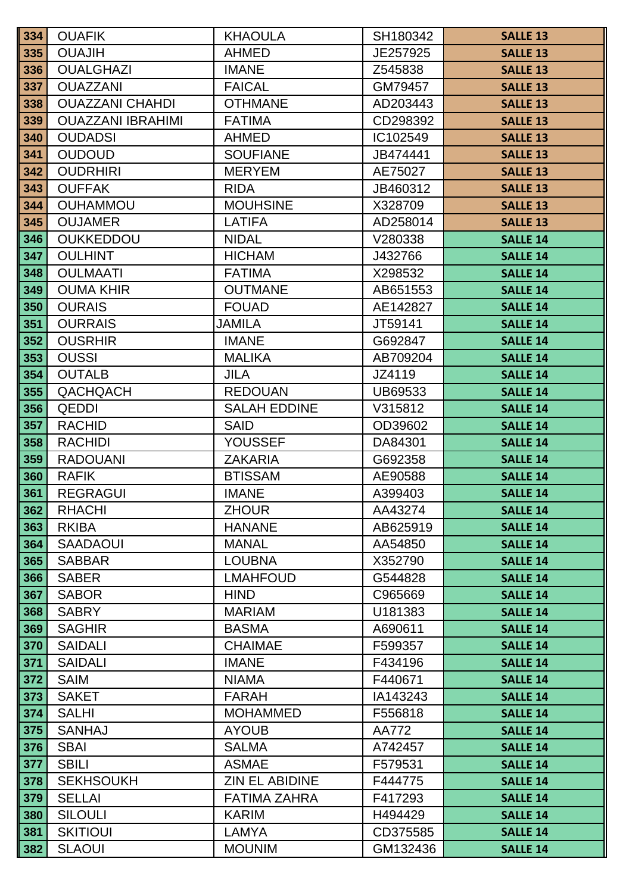| | | | | |
|---|---|---|---|---|
| 334 | OUAFIK | KHAOULA | SH180342 | SALLE 13 |
| 335 | OUAJIH | AHMED | JE257925 | SALLE 13 |
| 336 | OUALGHAZI | IMANE | Z545838 | SALLE 13 |
| 337 | OUAZZANI | FAICAL | GM79457 | SALLE 13 |
| 338 | OUAZZANI CHAHDI | OTHMANE | AD203443 | SALLE 13 |
| 339 | OUAZZANI IBRAHIMI | FATIMA | CD298392 | SALLE 13 |
| 340 | OUDADSI | AHMED | IC102549 | SALLE 13 |
| 341 | OUDOUD | SOUFIANE | JB474441 | SALLE 13 |
| 342 | OUDRHIRI | MERYEM | AE75027 | SALLE 13 |
| 343 | OUFFAK | RIDA | JB460312 | SALLE 13 |
| 344 | OUHAMMOU | MOUHSINE | X328709 | SALLE 13 |
| 345 | OUJAMER | LATIFA | AD258014 | SALLE 13 |
| 346 | OUKKEDDOU | NIDAL | V280338 | SALLE 14 |
| 347 | OULHINT | HICHAM | J432766 | SALLE 14 |
| 348 | OULMAATI | FATIMA | X298532 | SALLE 14 |
| 349 | OUMA KHIR | OUTMANE | AB651553 | SALLE 14 |
| 350 | OURAIS | FOUAD | AE142827 | SALLE 14 |
| 351 | OURRAIS | JAMILA | JT59141 | SALLE 14 |
| 352 | OUSRHIR | IMANE | G692847 | SALLE 14 |
| 353 | OUSSI | MALIKA | AB709204 | SALLE 14 |
| 354 | OUTALB | JILA | JZ4119 | SALLE 14 |
| 355 | QACHQACH | REDOUAN | UB69533 | SALLE 14 |
| 356 | QEDDI | SALAH EDDINE | V315812 | SALLE 14 |
| 357 | RACHID | SAID | OD39602 | SALLE 14 |
| 358 | RACHIDI | YOUSSEF | DA84301 | SALLE 14 |
| 359 | RADOUANI | ZAKARIA | G692358 | SALLE 14 |
| 360 | RAFIK | BTISSAM | AE90588 | SALLE 14 |
| 361 | REGRAGUI | IMANE | A399403 | SALLE 14 |
| 362 | RHACHI | ZHOUR | AA43274 | SALLE 14 |
| 363 | RKIBA | HANANE | AB625919 | SALLE 14 |
| 364 | SAADAOUI | MANAL | AA54850 | SALLE 14 |
| 365 | SABBAR | LOUBNA | X352790 | SALLE 14 |
| 366 | SABER | LMAHFOUD | G544828 | SALLE 14 |
| 367 | SABOR | HIND | C965669 | SALLE 14 |
| 368 | SABRY | MARIAM | U181383 | SALLE 14 |
| 369 | SAGHIR | BASMA | A690611 | SALLE 14 |
| 370 | SAIDALI | CHAIMAE | F599357 | SALLE 14 |
| 371 | SAIDALI | IMANE | F434196 | SALLE 14 |
| 372 | SAIM | NIAMA | F440671 | SALLE 14 |
| 373 | SAKET | FARAH | IA143243 | SALLE 14 |
| 374 | SALHI | MOHAMMED | F556818 | SALLE 14 |
| 375 | SANHAJ | AYOUB | AA772 | SALLE 14 |
| 376 | SBAI | SALMA | A742457 | SALLE 14 |
| 377 | SBILI | ASMAE | F579531 | SALLE 14 |
| 378 | SEKHSOUKH | ZIN EL ABIDINE | F444775 | SALLE 14 |
| 379 | SELLAI | FATIMA ZAHRA | F417293 | SALLE 14 |
| 380 | SILOULI | KARIM | H494429 | SALLE 14 |
| 381 | SKITIOUI | LAMYA | CD375585 | SALLE 14 |
| 382 | SLAOUI | MOUNIM | GM132436 | SALLE 14 |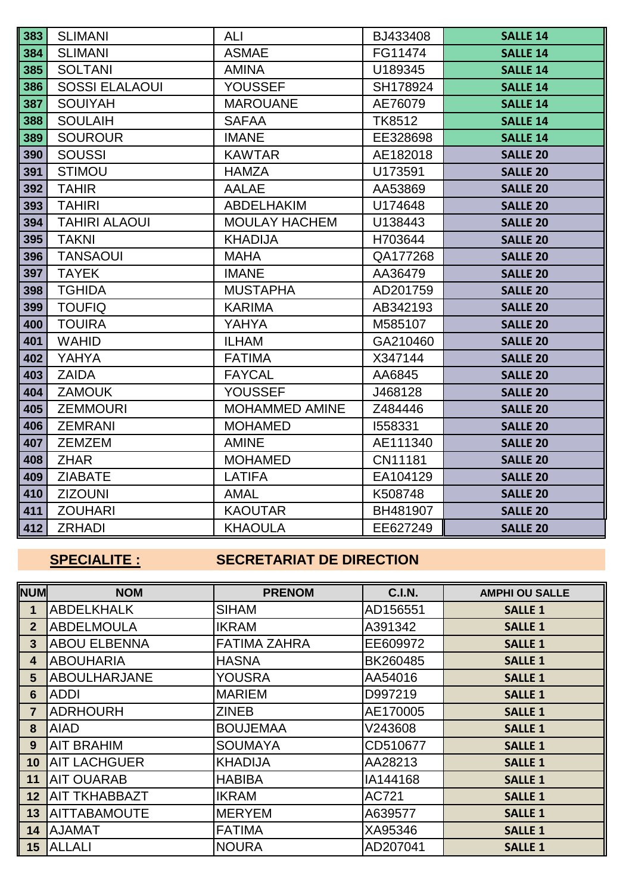| | | | | |
|---|---|---|---|---|
| 383 | SLIMANI | ALI | BJ433408 | SALLE 14 |
| 384 | SLIMANI | ASMAE | FG11474 | SALLE 14 |
| 385 | SOLTANI | AMINA | U189345 | SALLE 14 |
| 386 | SOSSI ELALAOUI | YOUSSEF | SH178924 | SALLE 14 |
| 387 | SOUIYAH | MAROUANE | AE76079 | SALLE 14 |
| 388 | SOULAIH | SAFAA | TK8512 | SALLE 14 |
| 389 | SOUROUR | IMANE | EE328698 | SALLE 14 |
| 390 | SOUSSI | KAWTAR | AE182018 | SALLE 20 |
| 391 | STIMOU | HAMZA | U173591 | SALLE 20 |
| 392 | TAHIR | AALAE | AA53869 | SALLE 20 |
| 393 | TAHIRI | ABDELHAKIM | U174648 | SALLE 20 |
| 394 | TAHIRI ALAOUI | MOULAY HACHEM | U138443 | SALLE 20 |
| 395 | TAKNI | KHADIJA | H703644 | SALLE 20 |
| 396 | TANSAOUI | MAHA | QA177268 | SALLE 20 |
| 397 | TAYEK | IMANE | AA36479 | SALLE 20 |
| 398 | TGHIDA | MUSTAPHA | AD201759 | SALLE 20 |
| 399 | TOUFIQ | KARIMA | AB342193 | SALLE 20 |
| 400 | TOUIRA | YAHYA | M585107 | SALLE 20 |
| 401 | WAHID | ILHAM | GA210460 | SALLE 20 |
| 402 | YAHYA | FATIMA | X347144 | SALLE 20 |
| 403 | ZAIDA | FAYCAL | AA6845 | SALLE 20 |
| 404 | ZAMOUK | YOUSSEF | J468128 | SALLE 20 |
| 405 | ZEMMOURI | MOHAMMED AMINE | Z484446 | SALLE 20 |
| 406 | ZEMRANI | MOHAMED | I558331 | SALLE 20 |
| 407 | ZEMZEM | AMINE | AE111340 | SALLE 20 |
| 408 | ZHAR | MOHAMED | CN11181 | SALLE 20 |
| 409 | ZIABATE | LATIFA | EA104129 | SALLE 20 |
| 410 | ZIZOUNI | AMAL | K508748 | SALLE 20 |
| 411 | ZOUHARI | KAOUTAR | BH481907 | SALLE 20 |
| 412 | ZRHADI | KHAOULA | EE627249 | SALLE 20 |

**SPECIALITE :** **SECRETARIAT DE DIRECTION**

| NUM | NOM | PRENOM | C.I.N. | AMPHI OU SALLE |
|---|---|---|---|---|
| 1 | ABDELKHALK | SIHAM | AD156551 | SALLE 1 |
| 2 | ABDELMOULA | IKRAM | A391342 | SALLE 1 |
| 3 | ABOU ELBENNA | FATIMA ZAHRA | EE609972 | SALLE 1 |
| 4 | ABOUHARIA | HASNA | BK260485 | SALLE 1 |
| 5 | ABOULHARJANE | YOUSRA | AA54016 | SALLE 1 |
| 6 | ADDI | MARIEM | D997219 | SALLE 1 |
| 7 | ADRHOURH | ZINEB | AE170005 | SALLE 1 |
| 8 | AIAD | BOUJEMAA | V243608 | SALLE 1 |
| 9 | AIT BRAHIM | SOUMAYA | CD510677 | SALLE 1 |
| 10 | AIT LACHGUER | KHADIJA | AA28213 | SALLE 1 |
| 11 | AIT OUARAB | HABIBA | IA144168 | SALLE 1 |
| 12 | AIT TKHABBAZT | IKRAM | AC721 | SALLE 1 |
| 13 | AITTABAMOUTE | MERYEM | A639577 | SALLE 1 |
| 14 | AJAMAT | FATIMA | XA95346 | SALLE 1 |
| 15 | ALLALI | NOURA | AD207041 | SALLE 1 |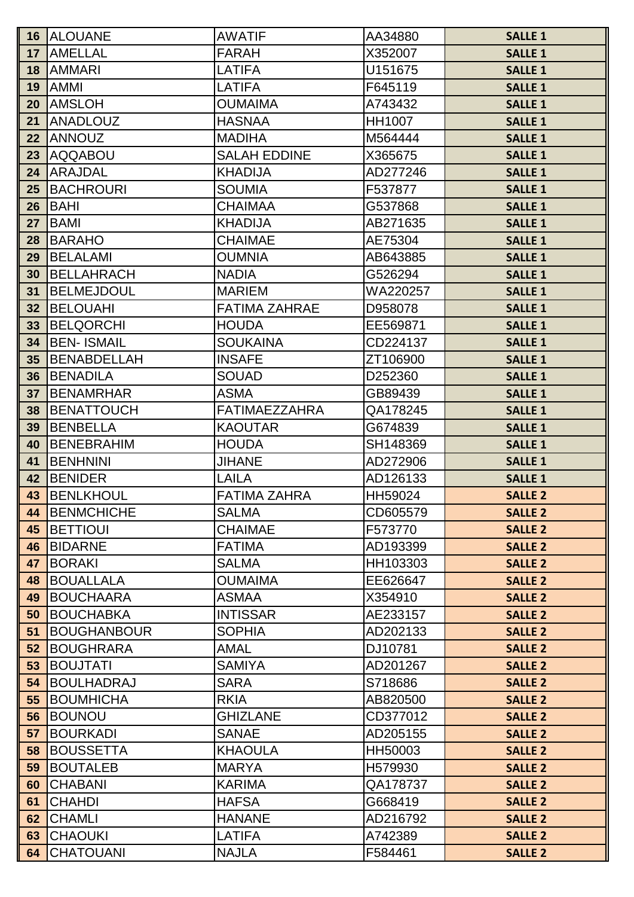| 16 | ALOUANE | AWATIF | AA34880 | SALLE 1 |
|---|---|---|---|---|
| 17 | AMELLAL | FARAH | X352007 | SALLE 1 |
| 18 | AMMARI | LATIFA | U151675 | SALLE 1 |
| 19 | AMMI | LATIFA | F645119 | SALLE 1 |
| 20 | AMSLOH | OUMAIMA | A743432 | SALLE 1 |
| 21 | ANADLOUZ | HASNAA | HH1007 | SALLE 1 |
| 22 | ANNOUZ | MADIHA | M564444 | SALLE 1 |
| 23 | AQQABOU | SALAH EDDINE | X365675 | SALLE 1 |
| 24 | ARAJDAL | KHADIJA | AD277246 | SALLE 1 |
| 25 | BACHROURI | SOUMIA | F537877 | SALLE 1 |
| 26 | BAHI | CHAIMAA | G537868 | SALLE 1 |
| 27 | BAMI | KHADIJA | AB271635 | SALLE 1 |
| 28 | BARAHO | CHAIMAE | AE75304 | SALLE 1 |
| 29 | BELALAMI | OUMNIA | AB643885 | SALLE 1 |
| 30 | BELLAHRACH | NADIA | G526294 | SALLE 1 |
| 31 | BELMEJDOUL | MARIEM | WA220257 | SALLE 1 |
| 32 | BELOUAHI | FATIMA ZAHRAE | D958078 | SALLE 1 |
| 33 | BELQORCHI | HOUDA | EE569871 | SALLE 1 |
| 34 | BEN- ISMAIL | SOUKAINA | CD224137 | SALLE 1 |
| 35 | BENABDELLAH | INSAFE | ZT106900 | SALLE 1 |
| 36 | BENADILA | SOUAD | D252360 | SALLE 1 |
| 37 | BENAMRHAR | ASMA | GB89439 | SALLE 1 |
| 38 | BENATTOUCH | FATIMAEZZAHRA | QA178245 | SALLE 1 |
| 39 | BENBELLA | KAOUTAR | G674839 | SALLE 1 |
| 40 | BENEBRAHIM | HOUDA | SH148369 | SALLE 1 |
| 41 | BENHNINI | JIHANE | AD272906 | SALLE 1 |
| 42 | BENIDER | LAILA | AD126133 | SALLE 1 |
| 43 | BENLKHOUL | FATIMA ZAHRA | HH59024 | SALLE 2 |
| 44 | BENMCHICHE | SALMA | CD605579 | SALLE 2 |
| 45 | BETTIOUI | CHAIMAE | F573770 | SALLE 2 |
| 46 | BIDARNE | FATIMA | AD193399 | SALLE 2 |
| 47 | BORAKI | SALMA | HH103303 | SALLE 2 |
| 48 | BOUALLALA | OUMAIMA | EE626647 | SALLE 2 |
| 49 | BOUCHAARA | ASMAA | X354910 | SALLE 2 |
| 50 | BOUCHABKA | INTISSAR | AE233157 | SALLE 2 |
| 51 | BOUGHANBOUR | SOPHIA | AD202133 | SALLE 2 |
| 52 | BOUGHRARA | AMAL | DJ10781 | SALLE 2 |
| 53 | BOUJTATI | SAMIYA | AD201267 | SALLE 2 |
| 54 | BOULHADRAJ | SARA | S718686 | SALLE 2 |
| 55 | BOUMHICHA | RKIA | AB820500 | SALLE 2 |
| 56 | BOUNOU | GHIZLANE | CD377012 | SALLE 2 |
| 57 | BOURKADI | SANAE | AD205155 | SALLE 2 |
| 58 | BOUSSETTA | KHAOULA | HH50003 | SALLE 2 |
| 59 | BOUTALEB | MARYA | H579930 | SALLE 2 |
| 60 | CHABANI | KARIMA | QA178737 | SALLE 2 |
| 61 | CHAHDI | HAFSA | G668419 | SALLE 2 |
| 62 | CHAMLI | HANANE | AD216792 | SALLE 2 |
| 63 | CHAOUKI | LATIFA | A742389 | SALLE 2 |
| 64 | CHATOUANI | NAJLA | F584461 | SALLE 2 |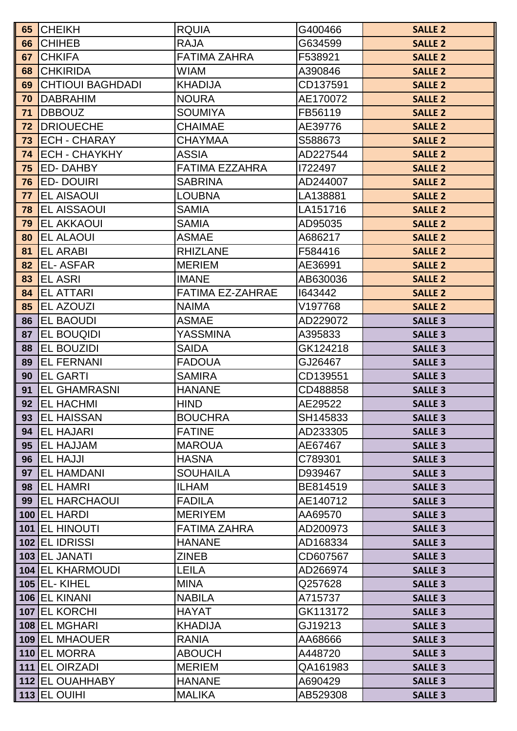| 65 | CHEIKH | RQUIA | G400466 | SALLE 2 |
|---|---|---|---|---|
| 66 | CHIHEB | RAJA | G634599 | SALLE 2 |
| 67 | CHKIFA | FATIMA ZAHRA | F538921 | SALLE 2 |
| 68 | CHKIRIDA | WIAM | A390846 | SALLE 2 |
| 69 | CHTIOUI BAGHDADI | KHADIJA | CD137591 | SALLE 2 |
| 70 | DABRAHIM | NOURA | AE170072 | SALLE 2 |
| 71 | DBBOUZ | SOUMIYA | FB56119 | SALLE 2 |
| 72 | DRIOUECHE | CHAIMAE | AE39776 | SALLE 2 |
| 73 | ECH - CHARAY | CHAYMAA | S588673 | SALLE 2 |
| 74 | ECH - CHAYKHY | ASSIA | AD227544 | SALLE 2 |
| 75 | ED- DAHBY | FATIMA EZZAHRA | I722497 | SALLE 2 |
| 76 | ED- DOUIRI | SABRINA | AD244007 | SALLE 2 |
| 77 | EL AISAOUI | LOUBNA | LA138881 | SALLE 2 |
| 78 | EL AISSAOUI | SAMIA | LA151716 | SALLE 2 |
| 79 | EL AKKAOUI | SAMIA | AD95035 | SALLE 2 |
| 80 | EL ALAOUI | ASMAE | A686217 | SALLE 2 |
| 81 | EL ARABI | RHIZLANE | F584416 | SALLE 2 |
| 82 | EL- ASFAR | MERIEM | AE36991 | SALLE 2 |
| 83 | EL ASRI | IMANE | AB630036 | SALLE 2 |
| 84 | EL ATTARI | FATIMA EZ-ZAHRAE | I643442 | SALLE 2 |
| 85 | EL AZOUZI | NAIMA | V197768 | SALLE 2 |
| 86 | EL BAOUDI | ASMAE | AD229072 | SALLE 3 |
| 87 | EL BOUQIDI | YASSMINA | A395833 | SALLE 3 |
| 88 | EL BOUZIDI | SAIDA | GK124218 | SALLE 3 |
| 89 | EL FERNANI | FADOUA | GJ26467 | SALLE 3 |
| 90 | EL GARTI | SAMIRA | CD139551 | SALLE 3 |
| 91 | EL GHAMRASNI | HANANE | CD488858 | SALLE 3 |
| 92 | EL HACHMI | HIND | AE29522 | SALLE 3 |
| 93 | EL HAISSAN | BOUCHRA | SH145833 | SALLE 3 |
| 94 | EL HAJARI | FATINE | AD233305 | SALLE 3 |
| 95 | EL HAJJAM | MAROUA | AE67467 | SALLE 3 |
| 96 | EL HAJJI | HASNA | C789301 | SALLE 3 |
| 97 | EL HAMDANI | SOUHAILA | D939467 | SALLE 3 |
| 98 | EL HAMRI | ILHAM | BE814519 | SALLE 3 |
| 99 | EL HARCHAOUI | FADILA | AE140712 | SALLE 3 |
| 100 | EL HARDI | MERIYEM | AA69570 | SALLE 3 |
| 101 | EL HINOUTI | FATIMA ZAHRA | AD200973 | SALLE 3 |
| 102 | EL IDRISSI | HANANE | AD168334 | SALLE 3 |
| 103 | EL JANATI | ZINEB | CD607567 | SALLE 3 |
| 104 | EL KHARMOUDI | LEILA | AD266974 | SALLE 3 |
| 105 | EL- KIHEL | MINA | Q257628 | SALLE 3 |
| 106 | EL KINANI | NABILA | A715737 | SALLE 3 |
| 107 | EL KORCHI | HAYAT | GK113172 | SALLE 3 |
| 108 | EL MGHARI | KHADIJA | GJ19213 | SALLE 3 |
| 109 | EL MHAOUER | RANIA | AA68666 | SALLE 3 |
| 110 | EL MORRA | ABOUCH | A448720 | SALLE 3 |
| 111 | EL OIRZADI | MERIEM | QA161983 | SALLE 3 |
| 112 | EL OUAHHABY | HANANE | A690429 | SALLE 3 |
| 113 | EL OUIHI | MALIKA | AB529308 | SALLE 3 |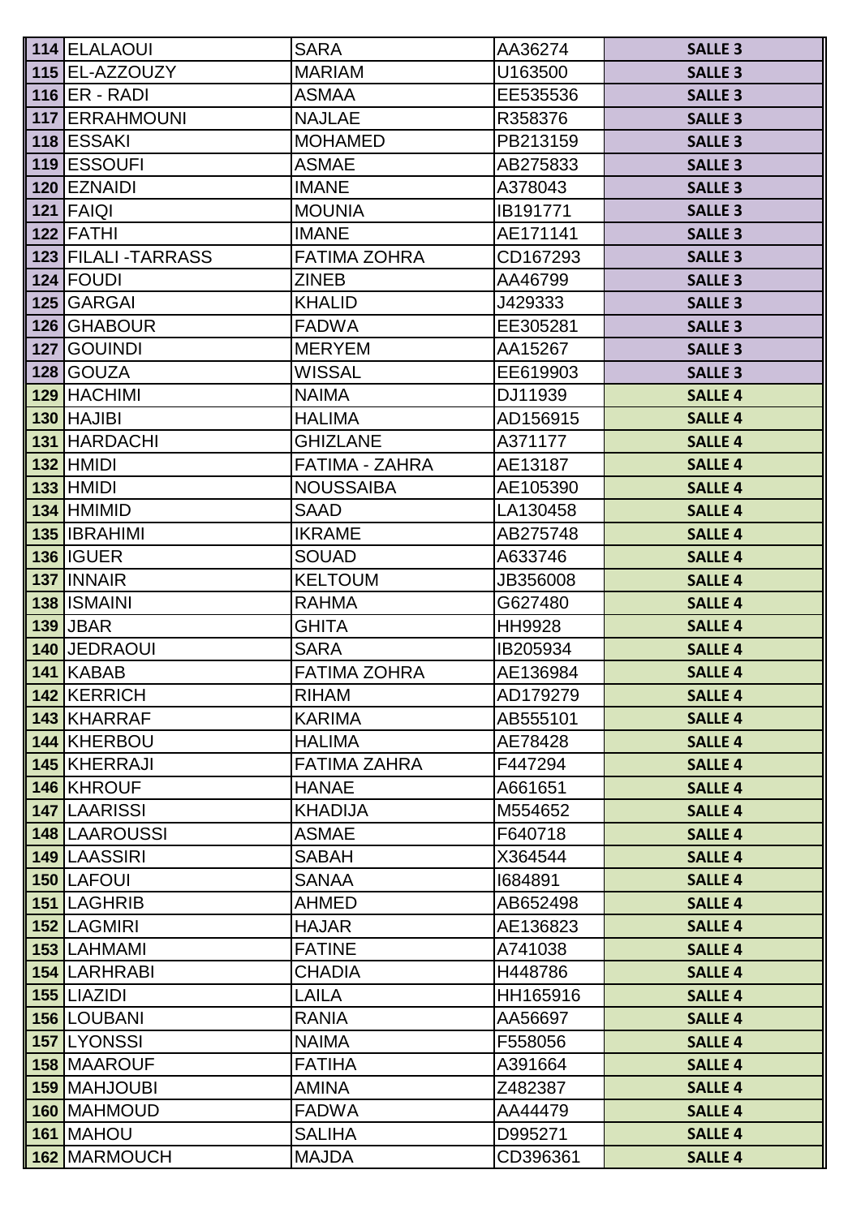| | | | | |
|---|---|---|---|---|
| **114** | ELALAOUI | SARA | AA36274 | **SALLE 3** |
| **115** | EL-AZZOUZY | MARIAM | U163500 | **SALLE 3** |
| **116** | ER - RADI | ASMAA | EE535536 | **SALLE 3** |
| **117** | ERRAHMOUNI | NAJLAE | R358376 | **SALLE 3** |
| **118** | ESSAKI | MOHAMED | PB213159 | **SALLE 3** |
| **119** | ESSOUFI | ASMAE | AB275833 | **SALLE 3** |
| **120** | EZNAIDI | IMANE | A378043 | **SALLE 3** |
| **121** | FAIQI | MOUNIA | IB191771 | **SALLE 3** |
| **122** | FATHI | IMANE | AE171141 | **SALLE 3** |
| **123** | FILALI -TARRASS | FATIMA ZOHRA | CD167293 | **SALLE 3** |
| **124** | FOUDI | ZINEB | AA46799 | **SALLE 3** |
| **125** | GARGAI | KHALID | J429333 | **SALLE 3** |
| **126** | GHABOUR | FADWA | EE305281 | **SALLE 3** |
| **127** | GOUINDI | MERYEM | AA15267 | **SALLE 3** |
| **128** | GOUZA | WISSAL | EE619903 | **SALLE 3** |
| **129** | HACHIMI | NAIMA | DJ11939 | **SALLE 4** |
| **130** | HAJIBI | HALIMA | AD156915 | **SALLE 4** |
| **131** | HARDACHI | GHIZLANE | A371177 | **SALLE 4** |
| **132** | HMIDI | FATIMA - ZAHRA | AE13187 | **SALLE 4** |
| **133** | HMIDI | NOUSSAIBA | AE105390 | **SALLE 4** |
| **134** | HMIMID | SAAD | LA130458 | **SALLE 4** |
| **135** | IBRAHIMI | IKRAME | AB275748 | **SALLE 4** |
| **136** | IGUER | SOUAD | A633746 | **SALLE 4** |
| **137** | INNAIR | KELTOUM | JB356008 | **SALLE 4** |
| **138** | ISMAINI | RAHMA | G627480 | **SALLE 4** |
| **139** | JBAR | GHITA | HH9928 | **SALLE 4** |
| **140** | JEDRAOUI | SARA | IB205934 | **SALLE 4** |
| **141** | KABAB | FATIMA ZOHRA | AE136984 | **SALLE 4** |
| **142** | KERRICH | RIHAM | AD179279 | **SALLE 4** |
| **143** | KHARRAF | KARIMA | AB555101 | **SALLE 4** |
| **144** | KHERBOU | HALIMA | AE78428 | **SALLE 4** |
| **145** | KHERRAJI | FATIMA ZAHRA | F447294 | **SALLE 4** |
| **146** | KHROUF | HANAE | A661651 | **SALLE 4** |
| **147** | LAARISSI | KHADIJA | M554652 | **SALLE 4** |
| **148** | LAAROUSSI | ASMAE | F640718 | **SALLE 4** |
| **149** | LAASSIRI | SABAH | X364544 | **SALLE 4** |
| **150** | LAFOUI | SANAA | I684891 | **SALLE 4** |
| **151** | LAGHRIB | AHMED | AB652498 | **SALLE 4** |
| **152** | LAGMIRI | HAJAR | AE136823 | **SALLE 4** |
| **153** | LAHMAMI | FATINE | A741038 | **SALLE 4** |
| **154** | LARHRABI | CHADIA | H448786 | **SALLE 4** |
| **155** | LIAZIDI | LAILA | HH165916 | **SALLE 4** |
| **156** | LOUBANI | RANIA | AA56697 | **SALLE 4** |
| **157** | LYONSSI | NAIMA | F558056 | **SALLE 4** |
| **158** | MAAROUF | FATIHA | A391664 | **SALLE 4** |
| **159** | MAHJOUBI | AMINA | Z482387 | **SALLE 4** |
| **160** | MAHMOUD | FADWA | AA44479 | **SALLE 4** |
| **161** | MAHOU | SALIHA | D995271 | **SALLE 4** |
| **162** | MARMOUCH | MAJDA | CD396361 | **SALLE 4** |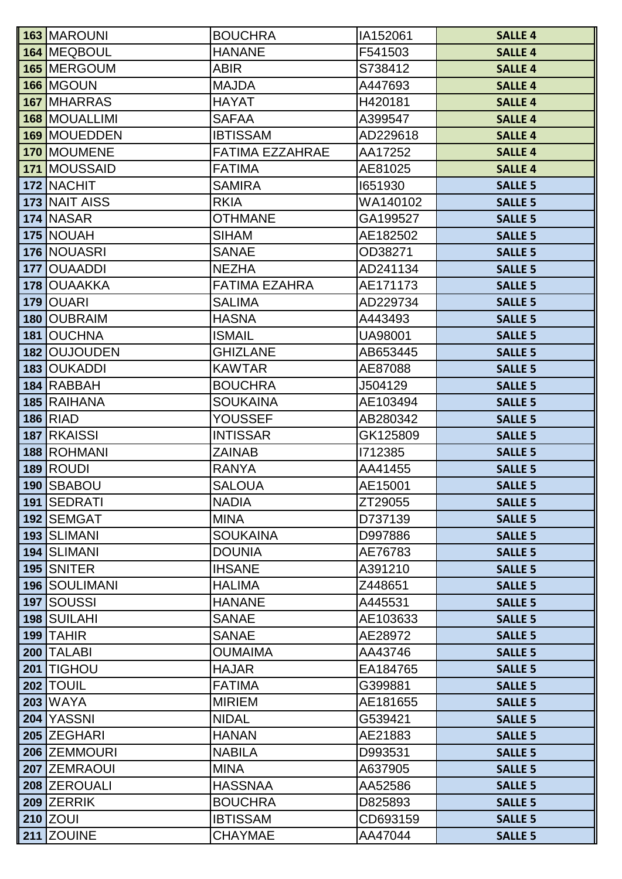| | | | | |
|---|---|---|---|---|
| 163 | MAROUNI | BOUCHRA | IA152061 | SALLE 4 |
| 164 | MEQBOUL | HANANE | F541503 | SALLE 4 |
| 165 | MERGOUM | ABIR | S738412 | SALLE 4 |
| 166 | MGOUN | MAJDA | A447693 | SALLE 4 |
| 167 | MHARRAS | HAYAT | H420181 | SALLE 4 |
| 168 | MOUALLIMI | SAFAA | A399547 | SALLE 4 |
| 169 | MOUEDDEN | IBTISSAM | AD229618 | SALLE 4 |
| 170 | MOUMENE | FATIMA EZZAHRAE | AA17252 | SALLE 4 |
| 171 | MOUSSAID | FATIMA | AE81025 | SALLE 4 |
| 172 | NACHIT | SAMIRA | I651930 | SALLE 5 |
| 173 | NAIT AISS | RKIA | WA140102 | SALLE 5 |
| 174 | NASAR | OTHMANE | GA199527 | SALLE 5 |
| 175 | NOUAH | SIHAM | AE182502 | SALLE 5 |
| 176 | NOUASRI | SANAE | OD38271 | SALLE 5 |
| 177 | OUAADDI | NEZHA | AD241134 | SALLE 5 |
| 178 | OUAAKKA | FATIMA EZAHRA | AE171173 | SALLE 5 |
| 179 | OUARI | SALIMA | AD229734 | SALLE 5 |
| 180 | OUBRAIM | HASNA | A443493 | SALLE 5 |
| 181 | OUCHNA | ISMAIL | UA98001 | SALLE 5 |
| 182 | OUJOUDEN | GHIZLANE | AB653445 | SALLE 5 |
| 183 | OUKADDI | KAWTAR | AE87088 | SALLE 5 |
| 184 | RABBAH | BOUCHRA | J504129 | SALLE 5 |
| 185 | RAIHANA | SOUKAINA | AE103494 | SALLE 5 |
| 186 | RIAD | YOUSSEF | AB280342 | SALLE 5 |
| 187 | RKAISSI | INTISSAR | GK125809 | SALLE 5 |
| 188 | ROHMANI | ZAINAB | I712385 | SALLE 5 |
| 189 | ROUDI | RANYA | AA41455 | SALLE 5 |
| 190 | SBABOU | SALOUA | AE15001 | SALLE 5 |
| 191 | SEDRATI | NADIA | ZT29055 | SALLE 5 |
| 192 | SEMGAT | MINA | D737139 | SALLE 5 |
| 193 | SLIMANI | SOUKAINA | D997886 | SALLE 5 |
| 194 | SLIMANI | DOUNIA | AE76783 | SALLE 5 |
| 195 | SNITER | IHSANE | A391210 | SALLE 5 |
| 196 | SOULIMANI | HALIMA | Z448651 | SALLE 5 |
| 197 | SOUSSI | HANANE | A445531 | SALLE 5 |
| 198 | SUILAHI | SANAE | AE103633 | SALLE 5 |
| 199 | TAHIR | SANAE | AE28972 | SALLE 5 |
| 200 | TALABI | OUMAIMA | AA43746 | SALLE 5 |
| 201 | TIGHOU | HAJAR | EA184765 | SALLE 5 |
| 202 | TOUIL | FATIMA | G399881 | SALLE 5 |
| 203 | WAYA | MIRIEM | AE181655 | SALLE 5 |
| 204 | YASSNI | NIDAL | G539421 | SALLE 5 |
| 205 | ZEGHARI | HANAN | AE21883 | SALLE 5 |
| 206 | ZEMMOURI | NABILA | D993531 | SALLE 5 |
| 207 | ZEMRAOUI | MINA | A637905 | SALLE 5 |
| 208 | ZEROUALI | HASSNAA | AA52586 | SALLE 5 |
| 209 | ZERRIK | BOUCHRA | D825893 | SALLE 5 |
| 210 | ZOUI | IBTISSAM | CD693159 | SALLE 5 |
| 211 | ZOUINE | CHAYMAE | AA47044 | SALLE 5 |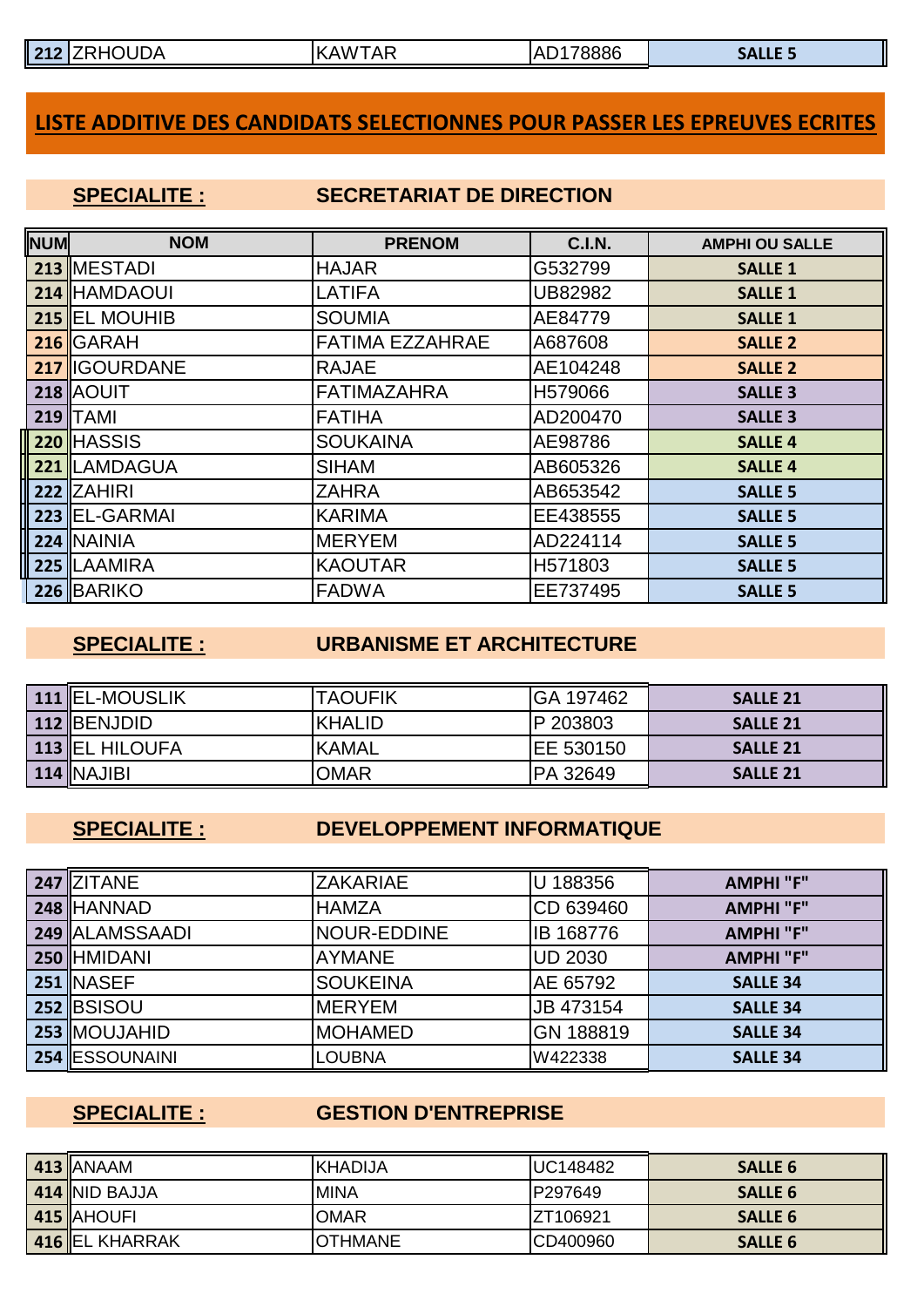| 212 | ZRHOUDA | KAWTAR | AD178886 | SALLE 5 |
|---|---|---|---|---|

## LISTE ADDITIVE DES CANDIDATS SELECTIONNES POUR PASSER LES EPREUVES ECRITES

### SPECIALITE : SECRETARIAT DE DIRECTION

| NUM | NOM | PRENOM | C.I.N. | AMPHI OU SALLE |
|---|---|---|---|---|
| 213 | MESTADI | HAJAR | G532799 | SALLE 1 |
| 214 | HAMDAOUI | LATIFA | UB82982 | SALLE 1 |
| 215 | EL MOUHIB | SOUMIA | AE84779 | SALLE 1 |
| 216 | GARAH | FATIMA EZZAHRAE | A687608 | SALLE 2 |
| 217 | IGOURDANE | RAJAE | AE104248 | SALLE 2 |
| 218 | AOUIT | FATIMAZAHRA | H579066 | SALLE 3 |
| 219 | TAMI | FATIHA | AD200470 | SALLE 3 |
| 220 | HASSIS | SOUKAINA | AE98786 | SALLE 4 |
| 221 | LAMDAGUA | SIHAM | AB605326 | SALLE 4 |
| 222 | ZAHIRI | ZAHRA | AB653542 | SALLE 5 |
| 223 | EL-GARMAI | KARIMA | EE438555 | SALLE 5 |
| 224 | NAINIA | MERYEM | AD224114 | SALLE 5 |
| 225 | LAAMIRA | KAOUTAR | H571803 | SALLE 5 |
| 226 | BARIKO | FADWA | EE737495 | SALLE 5 |

### SPECIALITE : URBANISME ET ARCHITECTURE

| NUM | NOM | PRENOM | C.I.N. | AMPHI OU SALLE |
|---|---|---|---|---|
| 111 | EL-MOUSLIK | TAOUFIK | GA 197462 | SALLE 21 |
| 112 | BENJDID | KHALID | P 203803 | SALLE 21 |
| 113 | EL HILOUFA | KAMAL | EE 530150 | SALLE 21 |
| 114 | NAJIBI | OMAR | PA 32649 | SALLE 21 |

### SPECIALITE : DEVELOPPEMENT INFORMATIQUE

| NUM | NOM | PRENOM | C.I.N. | AMPHI OU SALLE |
|---|---|---|---|---|
| 247 | ZITANE | ZAKARIAE | U 188356 | AMPHI "F" |
| 248 | HANNAD | HAMZA | CD 639460 | AMPHI "F" |
| 249 | ALAMSSAADI | NOUR-EDDINE | IB 168776 | AMPHI "F" |
| 250 | HMIDANI | AYMANE | UD 2030 | AMPHI "F" |
| 251 | NASEF | SOUKEINA | AE 65792 | SALLE 34 |
| 252 | BSISOU | MERYEM | JB 473154 | SALLE 34 |
| 253 | MOUJAHID | MOHAMED | GN 188819 | SALLE 34 |
| 254 | ESSOUNAINI | LOUBNA | W422338 | SALLE 34 |

### SPECIALITE : GESTION D'ENTREPRISE

| NUM | NOM | PRENOM | C.I.N. | AMPHI OU SALLE |
|---|---|---|---|---|
| 413 | ANAAM | KHADIJA | UC148482 | SALLE 6 |
| 414 | NID BAJJA | MINA | P297649 | SALLE 6 |
| 415 | AHOUFI | OMAR | ZT106921 | SALLE 6 |
| 416 | EL KHARRAK | OTHMANE | CD400960 | SALLE 6 |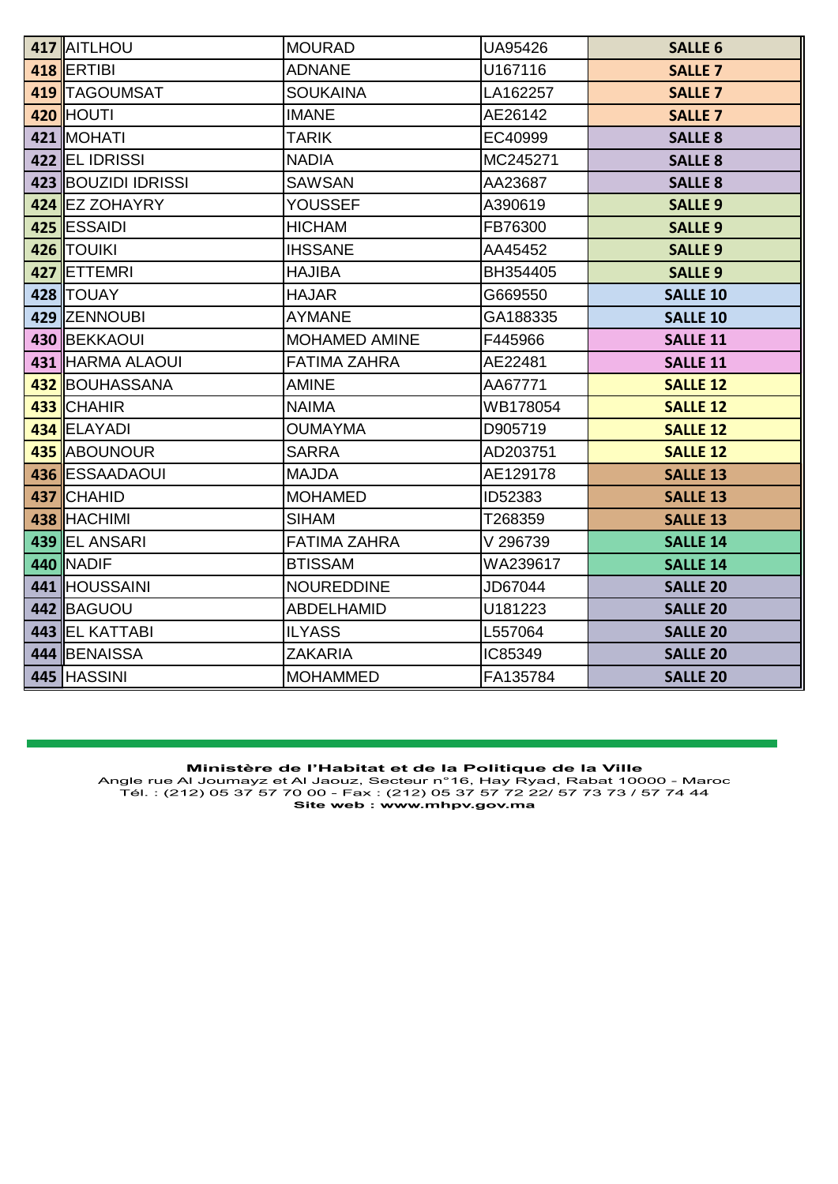| | | | | |
|---|---|---|---|---|
| **417** | AITLHOU | MOURAD | UA95426 | **SALLE 6** |
| **418** | ERTIBI | ADNANE | U167116 | **SALLE 7** |
| **419** | TAGOUMSAT | SOUKAINA | LA162257 | **SALLE 7** |
| **420** | HOUTI | IMANE | AE26142 | **SALLE 7** |
| **421** | MOHATI | TARIK | EC40999 | **SALLE 8** |
| **422** | EL IDRISSI | NADIA | MC245271 | **SALLE 8** |
| **423** | BOUZIDI IDRISSI | SAWSAN | AA23687 | **SALLE 8** |
| **424** | EZ ZOHAYRY | YOUSSEF | A390619 | **SALLE 9** |
| **425** | ESSAIDI | HICHAM | FB76300 | **SALLE 9** |
| **426** | TOUIKI | IHSSANE | AA45452 | **SALLE 9** |
| **427** | ETTEMRI | HAJIBA | BH354405 | **SALLE 9** |
| **428** | TOUAY | HAJAR | G669550 | **SALLE 10** |
| **429** | ZENNOUBI | AYMANE | GA188335 | **SALLE 10** |
| **430** | BEKKAOUI | MOHAMED AMINE | F445966 | **SALLE 11** |
| **431** | HARMA ALAOUI | FATIMA ZAHRA | AE22481 | **SALLE 11** |
| **432** | BOUHASSANA | AMINE | AA67771 | **SALLE 12** |
| **433** | CHAHIR | NAIMA | WB178054 | **SALLE 12** |
| **434** | ELAYADI | OUMAYMA | D905719 | **SALLE 12** |
| **435** | ABOUNOUR | SARRA | AD203751 | **SALLE 12** |
| **436** | ESSAADAOUI | MAJDA | AE129178 | **SALLE 13** |
| **437** | CHAHID | MOHAMED | ID52383 | **SALLE 13** |
| **438** | HACHIMI | SIHAM | T268359 | **SALLE 13** |
| **439** | EL ANSARI | FATIMA ZAHRA | V 296739 | **SALLE 14** |
| **440** | NADIF | BTISSAM | WA239617 | **SALLE 14** |
| **441** | HOUSSAINI | NOUREDDINE | JD67044 | **SALLE 20** |
| **442** | BAGUOU | ABDELHAMID | U181223 | **SALLE 20** |
| **443** | EL KATTABI | ILYASS | L557064 | **SALLE 20** |
| **444** | BENAISSA | ZAKARIA | IC85349 | **SALLE 20** |
| **445** | HASSINI | MOHAMMED | FA135784 | **SALLE 20** |